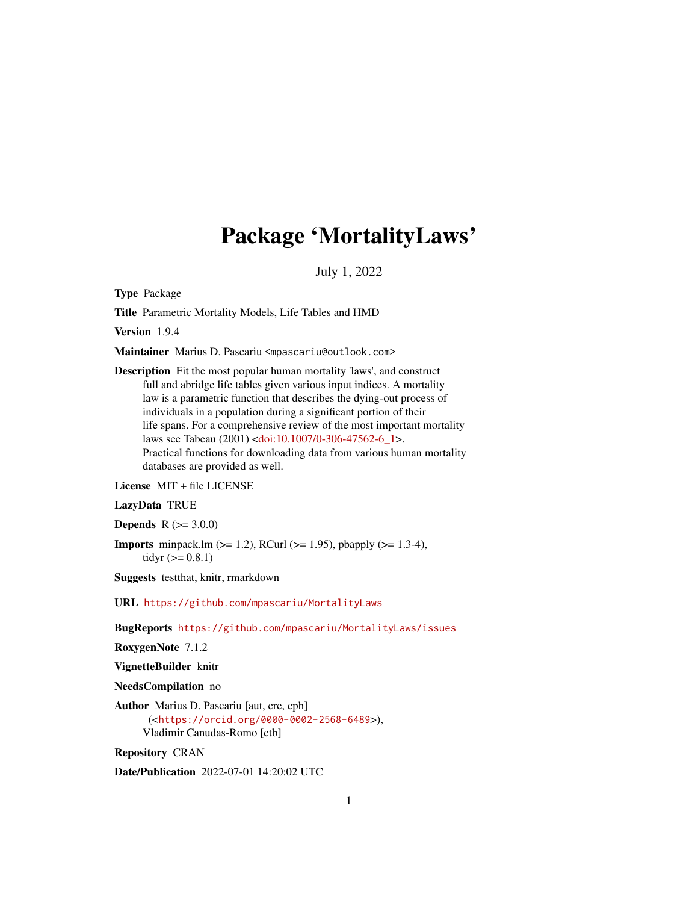# Package 'MortalityLaws'

July 1, 2022

**Type** Package

**Title** Parametric Mortality Models, Life Tables and HMD

**Version** 1.9.4

**Maintainer** Marius D. Pascariu <mpascariu@outlook.com>

**Description** Fit the most popular human mortality 'laws', and construct full and abridge life tables given various input indices. A mortality law is a parametric function that describes the dying-out process of individuals in a population during a significant portion of their life spans. For a comprehensive review of the most important mortality laws see Tabeau (2001) <doi:10.1007/0-306-47562-6_1>. Practical functions for downloading data from various human mortality databases are provided as well.

**License** MIT + file LICENSE

**LazyData** TRUE

**Depends** R (>= 3.0.0)

**Imports** minpack.lm (>= 1.2), RCurl (>= 1.95), pbapply (>= 1.3-4), tidyr (>= 0.8.1)

**Suggests** testthat, knitr, rmarkdown

**URL** https://github.com/mpascariu/MortalityLaws

**BugReports** https://github.com/mpascariu/MortalityLaws/issues

**RoxygenNote** 7.1.2

**VignetteBuilder** knitr

**NeedsCompilation** no

**Author** Marius D. Pascariu [aut, cre, cph] (<https://orcid.org/0000-0002-2568-6489>), Vladimir Canudas-Romo [ctb]

**Repository** CRAN

**Date/Publication** 2022-07-01 14:20:02 UTC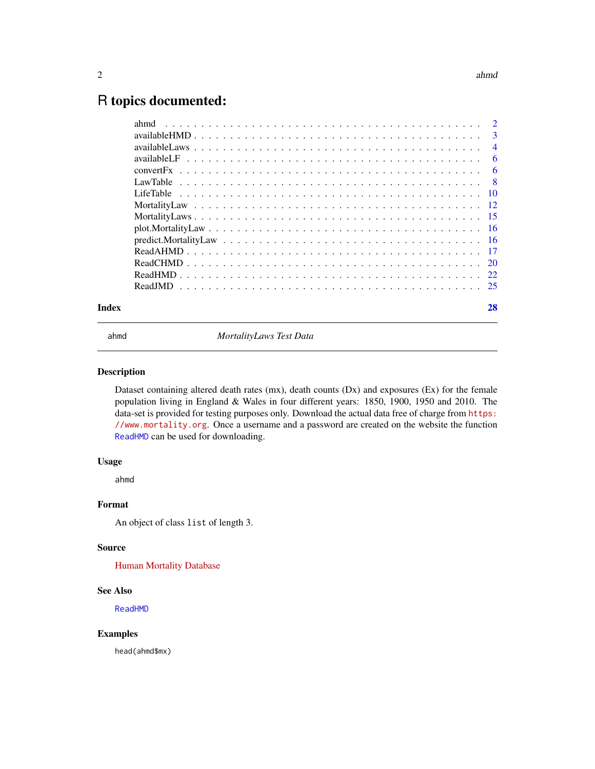# R topics documented:

| | |
|---|---|
| ahmd | 2 |
| availableHMD | 3 |
| availableLaws | 4 |
| availableLF | 6 |
| convertFx | 6 |
| LawTable | 8 |
| LifeTable | 10 |
| MortalityLaw | 12 |
| MortalityLaws | 15 |
| plot.MortalityLaw | 16 |
| predict.MortalityLaw | 16 |
| ReadAHMD | 17 |
| ReadCHMD | 20 |
| ReadHMD | 22 |
| ReadJMD | 25 |

**Index** **28**

---

ahmd *MortalityLaws Test Data*

---

### Description

Dataset containing altered death rates (mx), death counts (Dx) and exposures (Ex) for the female population living in England & Wales in four different years: 1850, 1900, 1950 and 2010. The data-set is provided for testing purposes only. Download the actual data free of charge from https://www.mortality.org. Once a username and a password are created on the website the function ReadHMD can be used for downloading.

### Usage

```
ahmd
```

### Format

An object of class `list` of length 3.

### Source

Human Mortality Database

### See Also

ReadHMD

### Examples

```
head(ahmd$mx)
```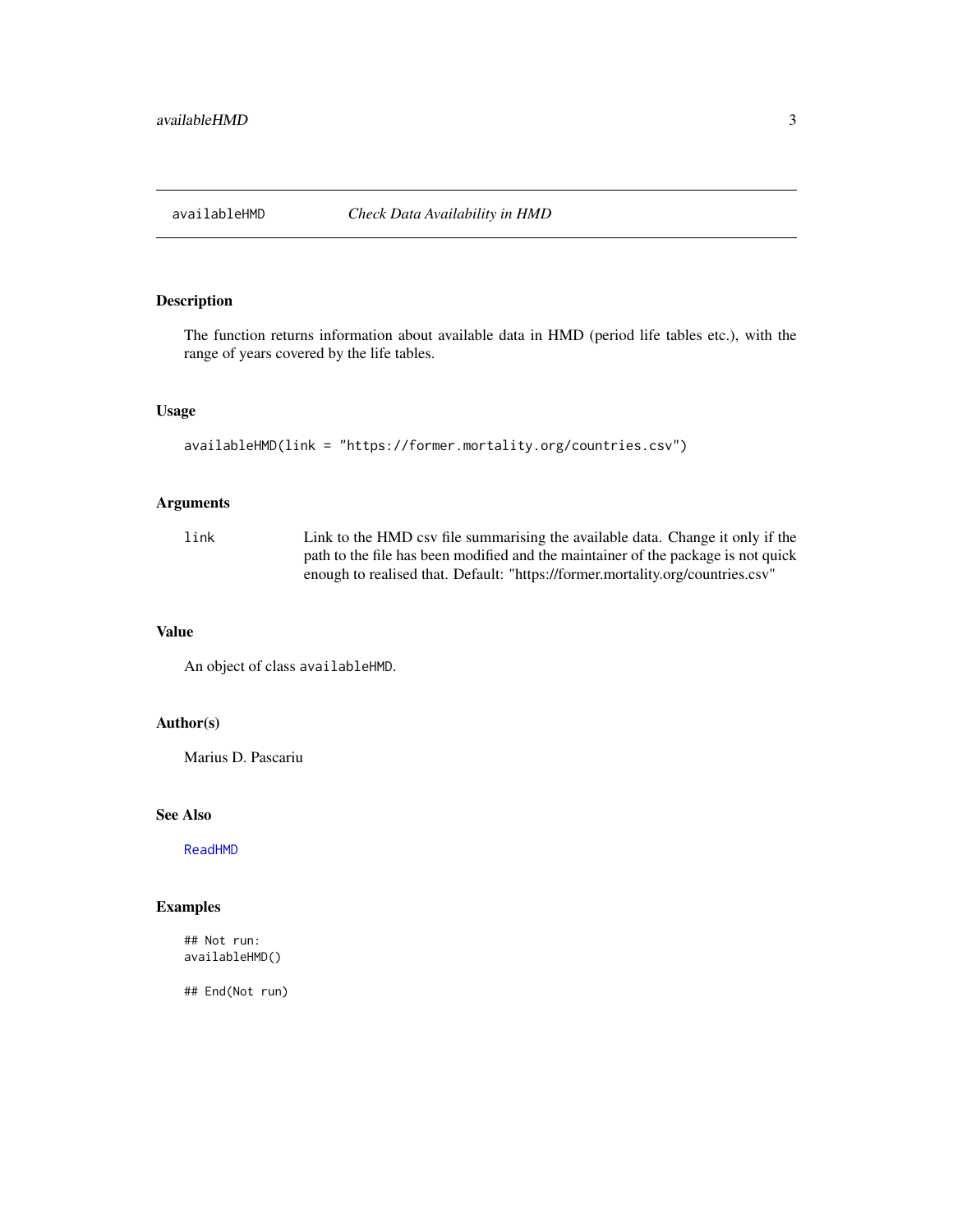# availableHMD *Check Data Availability in HMD*

## Description

The function returns information about available data in HMD (period life tables etc.), with the range of years covered by the life tables.

## Usage

```
availableHMD(link = "https://former.mortality.org/countries.csv")
```

## Arguments

| | |
|---|---|
| `link` | Link to the HMD csv file summarising the available data. Change it only if the path to the file has been modified and the maintainer of the package is not quick enough to realised that. Default: "https://former.mortality.org/countries.csv" |

## Value

An object of class `availableHMD`.

## Author(s)

Marius D. Pascariu

## See Also

`ReadHMD`

## Examples

```
## Not run:
availableHMD()

## End(Not run)
```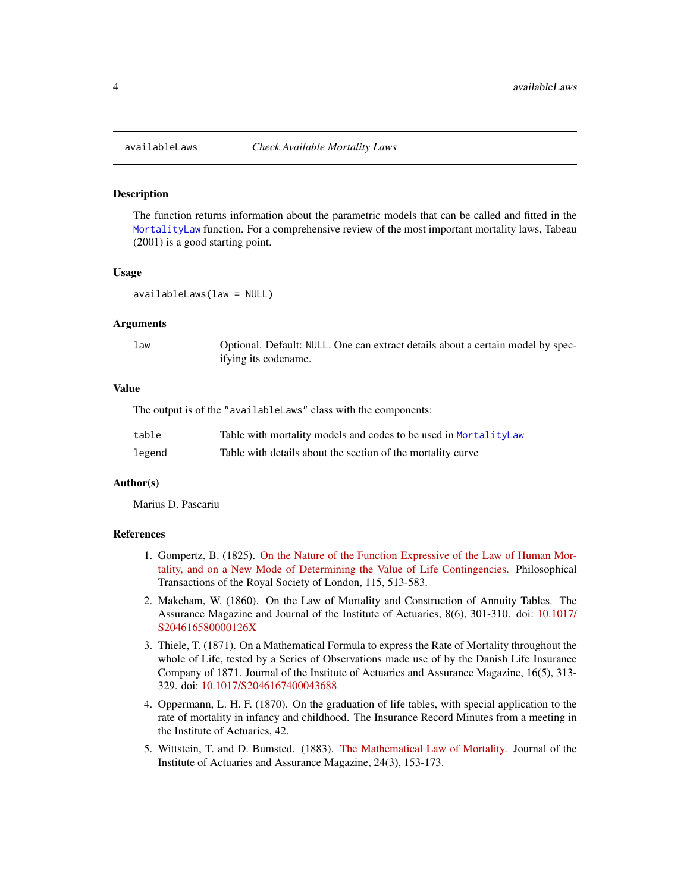## availableLaws *Check Available Mortality Laws*

### Description

The function returns information about the parametric models that can be called and fitted in the `MortalityLaw` function. For a comprehensive review of the most important mortality laws, Tabeau (2001) is a good starting point.

### Usage

```
availableLaws(law = NULL)
```

### Arguments

| | |
|---|---|
| `law` | Optional. Default: `NULL`. One can extract details about a certain model by specifying its codename. |

### Value

The output is of the `"availableLaws"` class with the components:

| | |
|---|---|
| `table` | Table with mortality models and codes to be used in `MortalityLaw` |
| `legend` | Table with details about the section of the mortality curve |

### Author(s)

Marius D. Pascariu

### References

1. Gompertz, B. (1825). On the Nature of the Function Expressive of the Law of Human Mortality, and on a New Mode of Determining the Value of Life Contingencies. Philosophical Transactions of the Royal Society of London, 115, 513-583.
2. Makeham, W. (1860). On the Law of Mortality and Construction of Annuity Tables. The Assurance Magazine and Journal of the Institute of Actuaries, 8(6), 301-310. doi: 10.1017/S204616580000126X
3. Thiele, T. (1871). On a Mathematical Formula to express the Rate of Mortality throughout the whole of Life, tested by a Series of Observations made use of by the Danish Life Insurance Company of 1871. Journal of the Institute of Actuaries and Assurance Magazine, 16(5), 313-329. doi: 10.1017/S2046167400043688
4. Oppermann, L. H. F. (1870). On the graduation of life tables, with special application to the rate of mortality in infancy and childhood. The Insurance Record Minutes from a meeting in the Institute of Actuaries, 42.
5. Wittstein, T. and D. Bumsted. (1883). The Mathematical Law of Mortality. Journal of the Institute of Actuaries and Assurance Magazine, 24(3), 153-173.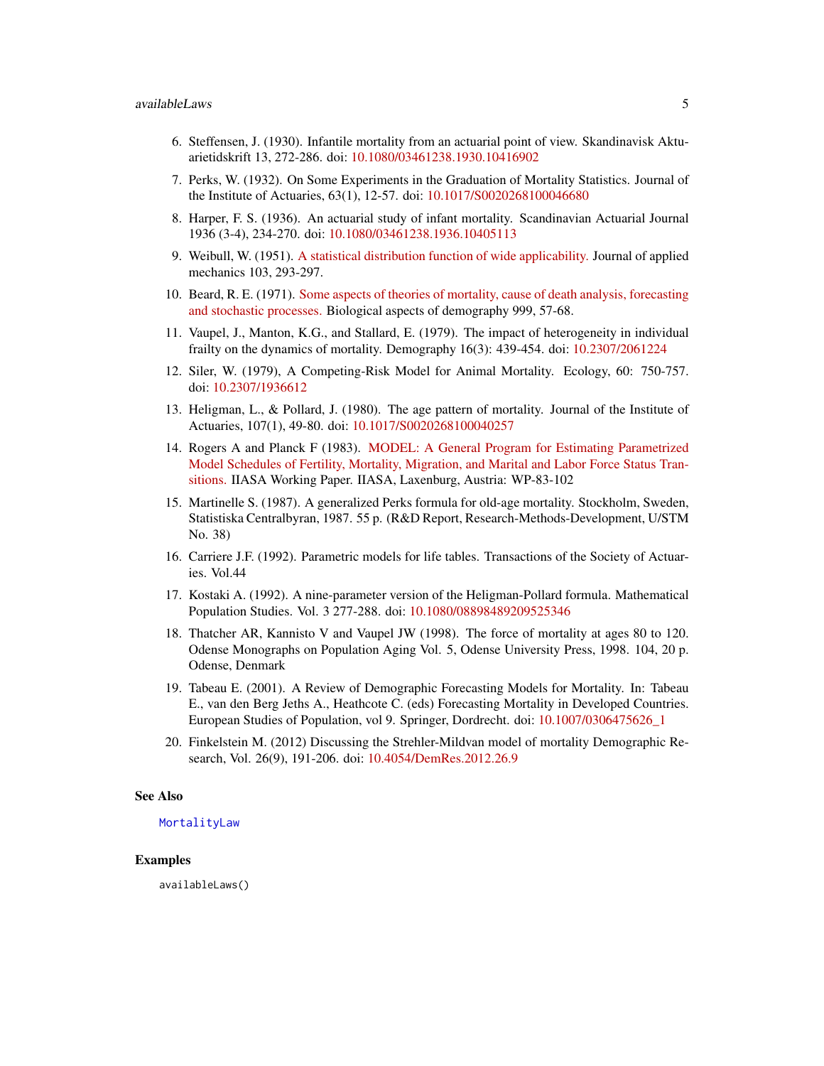6. Steffensen, J. (1930). Infantile mortality from an actuarial point of view. Skandinavisk Aktuarietidskrift 13, 272-286. doi: 10.1080/03461238.1930.10416902
7. Perks, W. (1932). On Some Experiments in the Graduation of Mortality Statistics. Journal of the Institute of Actuaries, 63(1), 12-57. doi: 10.1017/S0020268100046680
8. Harper, F. S. (1936). An actuarial study of infant mortality. Scandinavian Actuarial Journal 1936 (3-4), 234-270. doi: 10.1080/03461238.1936.10405113
9. Weibull, W. (1951). A statistical distribution function of wide applicability. Journal of applied mechanics 103, 293-297.
10. Beard, R. E. (1971). Some aspects of theories of mortality, cause of death analysis, forecasting and stochastic processes. Biological aspects of demography 999, 57-68.
11. Vaupel, J., Manton, K.G., and Stallard, E. (1979). The impact of heterogeneity in individual frailty on the dynamics of mortality. Demography 16(3): 439-454. doi: 10.2307/2061224
12. Siler, W. (1979), A Competing-Risk Model for Animal Mortality. Ecology, 60: 750-757. doi: 10.2307/1936612
13. Heligman, L., & Pollard, J. (1980). The age pattern of mortality. Journal of the Institute of Actuaries, 107(1), 49-80. doi: 10.1017/S0020268100040257
14. Rogers A and Planck F (1983). MODEL: A General Program for Estimating Parametrized Model Schedules of Fertility, Mortality, Migration, and Marital and Labor Force Status Transitions. IIASA Working Paper. IIASA, Laxenburg, Austria: WP-83-102
15. Martinelle S. (1987). A generalized Perks formula for old-age mortality. Stockholm, Sweden, Statistiska Centralbyran, 1987. 55 p. (R&D Report, Research-Methods-Development, U/STM No. 38)
16. Carriere J.F. (1992). Parametric models for life tables. Transactions of the Society of Actuaries. Vol.44
17. Kostaki A. (1992). A nine-parameter version of the Heligman-Pollard formula. Mathematical Population Studies. Vol. 3 277-288. doi: 10.1080/08898489209525346
18. Thatcher AR, Kannisto V and Vaupel JW (1998). The force of mortality at ages 80 to 120. Odense Monographs on Population Aging Vol. 5, Odense University Press, 1998. 104, 20 p. Odense, Denmark
19. Tabeau E. (2001). A Review of Demographic Forecasting Models for Mortality. In: Tabeau E., van den Berg Jeths A., Heathcote C. (eds) Forecasting Mortality in Developed Countries. European Studies of Population, vol 9. Springer, Dordrecht. doi: 10.1007/0306475626_1
20. Finkelstein M. (2012) Discussing the Strehler-Mildvan model of mortality Demographic Research, Vol. 26(9), 191-206. doi: 10.4054/DemRes.2012.26.9

## See Also

`MortalityLaw`

## Examples

```
availableLaws()
```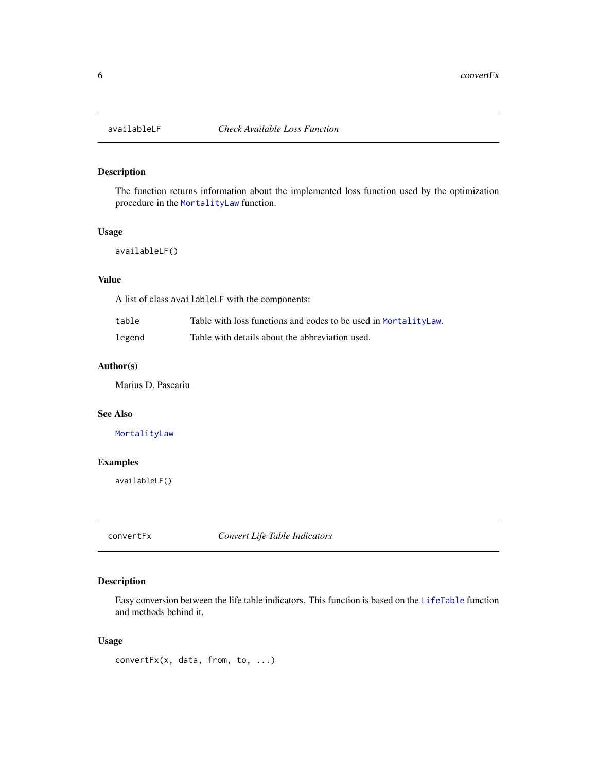## availableLF — *Check Available Loss Function*

### Description

The function returns information about the implemented loss function used by the optimization procedure in the MortalityLaw function.

### Usage

```
availableLF()
```

### Value

A list of class `availableLF` with the components:

| | |
|---|---|
| `table` | Table with loss functions and codes to be used in MortalityLaw. |
| `legend` | Table with details about the abbreviation used. |

### Author(s)

Marius D. Pascariu

### See Also

MortalityLaw

### Examples

```
availableLF()
```

## convertFx — *Convert Life Table Indicators*

### Description

Easy conversion between the life table indicators. This function is based on the LifeTable function and methods behind it.

### Usage

```
convertFx(x, data, from, to, ...)
```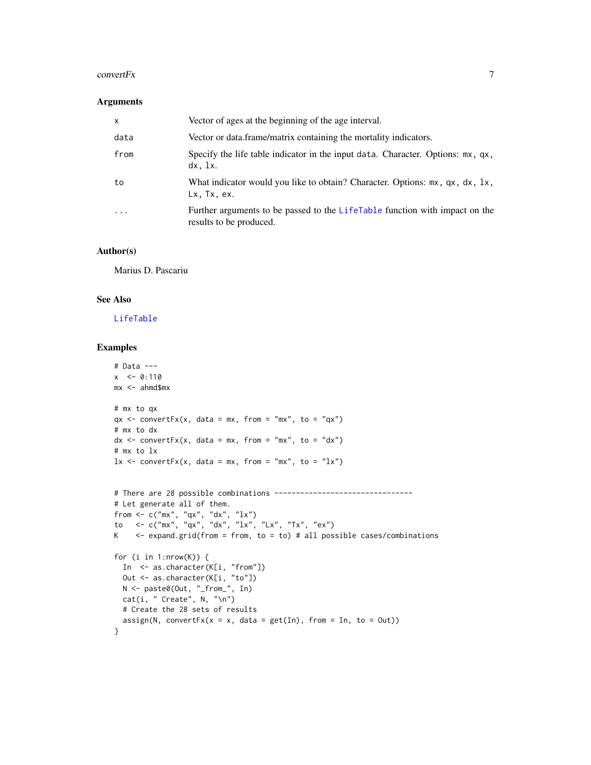### Arguments

| | |
|---|---|
| `x` | Vector of ages at the beginning of the age interval. |
| `data` | Vector or data.frame/matrix containing the mortality indicators. |
| `from` | Specify the life table indicator in the input `data`. Character. Options: `mx`, `qx`, `dx`, `lx`. |
| `to` | What indicator would you like to obtain? Character. Options: `mx`, `qx`, `dx`, `lx`, `Lx`, `Tx`, `ex`. |
| `...` | Further arguments to be passed to the `LifeTable` function with impact on the results to be produced. |

### Author(s)

Marius D. Pascariu

### See Also

`LifeTable`

### Examples

```
# Data ---
x  <- 0:110
mx <- ahmd$mx

# mx to qx
qx <- convertFx(x, data = mx, from = "mx", to = "qx")
# mx to dx
dx <- convertFx(x, data = mx, from = "mx", to = "dx")
# mx to lx
lx <- convertFx(x, data = mx, from = "mx", to = "lx")


# There are 28 possible combinations --------------------------------
# Let generate all of them.
from <- c("mx", "qx", "dx", "lx")
to   <- c("mx", "qx", "dx", "lx", "Lx", "Tx", "ex")
K    <- expand.grid(from = from, to = to) # all possible cases/combinations

for (i in 1:nrow(K)) {
  In  <- as.character(K[i, "from"])
  Out <- as.character(K[i, "to"])
  N <- paste0(Out, "_from_", In)
  cat(i, " Create", N, "\n")
  # Create the 28 sets of results
  assign(N, convertFx(x = x, data = get(In), from = In, to = Out))
}
```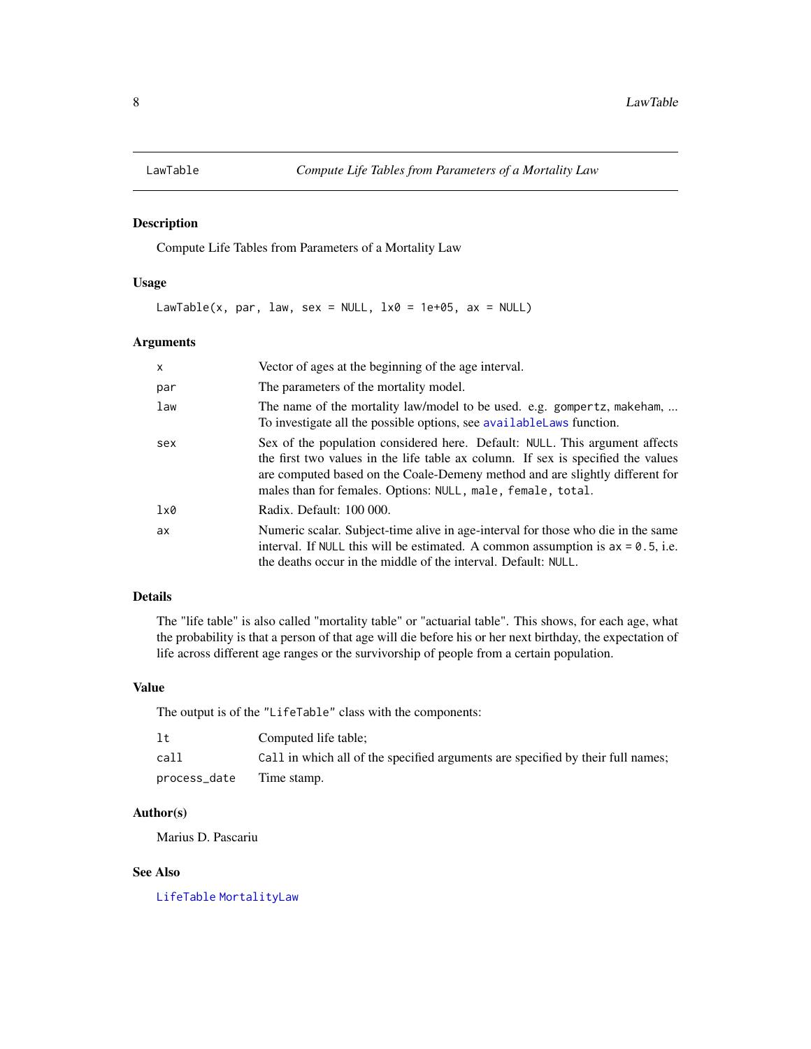# LawTable — *Compute Life Tables from Parameters of a Mortality Law*

## Description

Compute Life Tables from Parameters of a Mortality Law

## Usage

```
LawTable(x, par, law, sex = NULL, lx0 = 1e+05, ax = NULL)
```

## Arguments

| | |
|---|---|
| `x` | Vector of ages at the beginning of the age interval. |
| `par` | The parameters of the mortality model. |
| `law` | The name of the mortality law/model to be used. e.g. `gompertz`, `makeham`, ... To investigate all the possible options, see `availableLaws` function. |
| `sex` | Sex of the population considered here. Default: `NULL`. This argument affects the first two values in the life table ax column. If sex is specified the values are computed based on the Coale-Demeny method and are slightly different for males than for females. Options: `NULL`, `male`, `female`, `total`. |
| `lx0` | Radix. Default: 100 000. |
| `ax` | Numeric scalar. Subject-time alive in age-interval for those who die in the same interval. If `NULL` this will be estimated. A common assumption is `ax = 0.5`, i.e. the deaths occur in the middle of the interval. Default: `NULL`. |

## Details

The "life table" is also called "mortality table" or "actuarial table". This shows, for each age, what the probability is that a person of that age will die before his or her next birthday, the expectation of life across different age ranges or the survivorship of people from a certain population.

## Value

The output is of the `"LifeTable"` class with the components:

| | |
|---|---|
| `lt` | Computed life table; |
| `call` | `Call` in which all of the specified arguments are specified by their full names; |
| `process_date` | Time stamp. |

## Author(s)

Marius D. Pascariu

## See Also

`LifeTable` `MortalityLaw`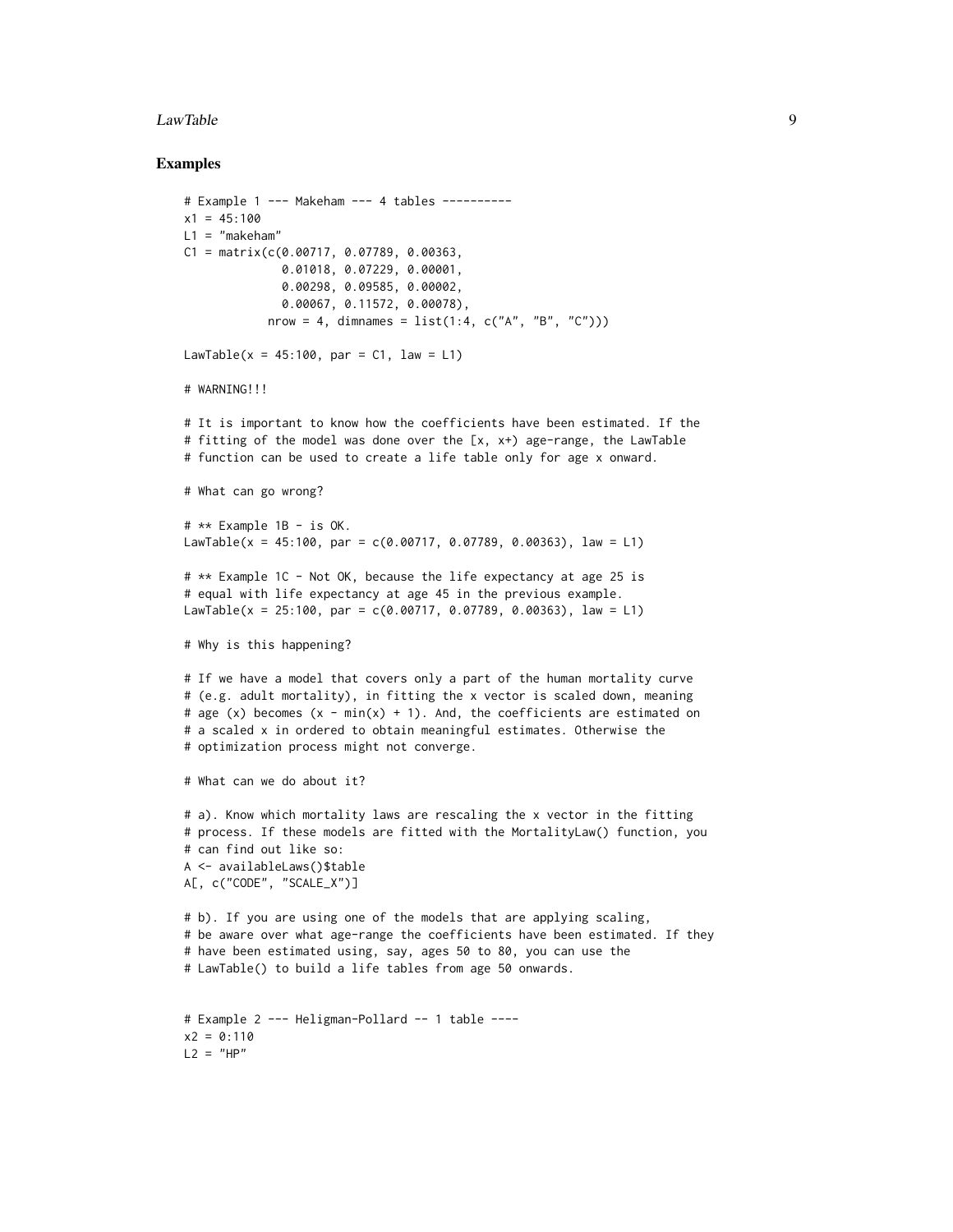## Examples

```
# Example 1 --- Makeham --- 4 tables ----------
x1 = 45:100
L1 = "makeham"
C1 = matrix(c(0.00717, 0.07789, 0.00363,
              0.01018, 0.07229, 0.00001,
              0.00298, 0.09585, 0.00002,
              0.00067, 0.11572, 0.00078),
            nrow = 4, dimnames = list(1:4, c("A", "B", "C")))

LawTable(x = 45:100, par = C1, law = L1)

# WARNING!!!

# It is important to know how the coefficients have been estimated. If the
# fitting of the model was done over the [x, x+) age-range, the LawTable
# function can be used to create a life table only for age x onward.

# What can go wrong?

# ** Example 1B - is OK.
LawTable(x = 45:100, par = c(0.00717, 0.07789, 0.00363), law = L1)

# ** Example 1C - Not OK, because the life expectancy at age 25 is
# equal with life expectancy at age 45 in the previous example.
LawTable(x = 25:100, par = c(0.00717, 0.07789, 0.00363), law = L1)

# Why is this happening?

# If we have a model that covers only a part of the human mortality curve
# (e.g. adult mortality), in fitting the x vector is scaled down, meaning
# age (x) becomes (x - min(x) + 1). And, the coefficients are estimated on
# a scaled x in ordered to obtain meaningful estimates. Otherwise the
# optimization process might not converge.

# What can we do about it?

# a). Know which mortality laws are rescaling the x vector in the fitting
# process. If these models are fitted with the MortalityLaw() function, you
# can find out like so:
A <- availableLaws()$table
A[, c("CODE", "SCALE_X")]

# b). If you are using one of the models that are applying scaling,
# be aware over what age-range the coefficients have been estimated. If they
# have been estimated using, say, ages 50 to 80, you can use the
# LawTable() to build a life tables from age 50 onwards.


# Example 2 --- Heligman-Pollard -- 1 table ----
x2 = 0:110
L2 = "HP"
```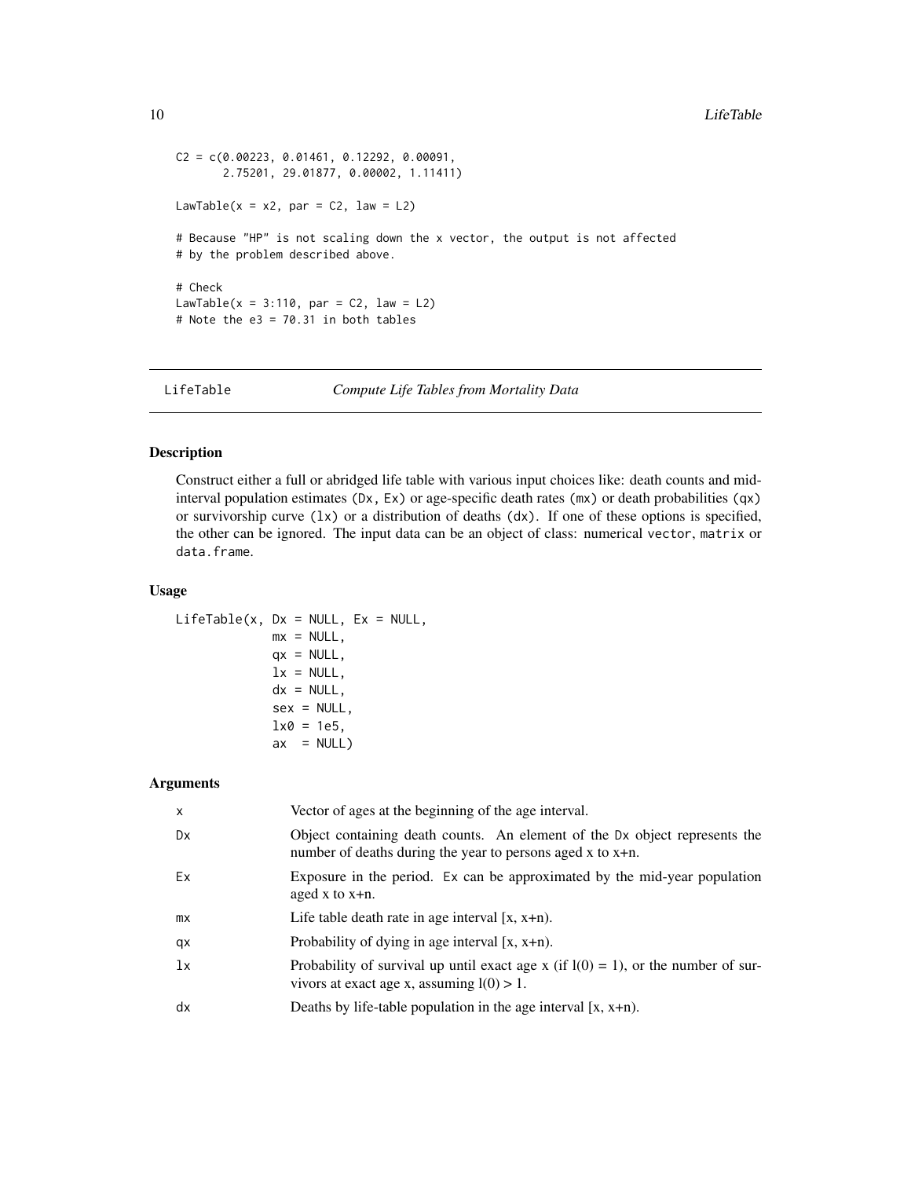```
C2 = c(0.00223, 0.01461, 0.12292, 0.00091,
       2.75201, 29.01877, 0.00002, 1.11411)

LawTable(x = x2, par = C2, law = L2)

# Because "HP" is not scaling down the x vector, the output is not affected
# by the problem described above.

# Check
LawTable(x = 3:110, par = C2, law = L2)
# Note the e3 = 70.31 in both tables
```

## LifeTable — *Compute Life Tables from Mortality Data*

### Description

Construct either a full or abridged life table with various input choices like: death counts and mid-interval population estimates (`Dx`, `Ex`) or age-specific death rates (`mx`) or death probabilities (`qx`) or survivorship curve (`lx`) or a distribution of deaths (`dx`). If one of these options is specified, the other can be ignored. The input data can be an object of class: numerical `vector`, `matrix` or `data.frame`.

### Usage

```
LifeTable(x, Dx = NULL, Ex = NULL,
             mx = NULL,
             qx = NULL,
             lx = NULL,
             dx = NULL,
             sex = NULL,
             lx0 = 1e5,
             ax  = NULL)
```

### Arguments

| | |
|---|---|
| `x` | Vector of ages at the beginning of the age interval. |
| `Dx` | Object containing death counts. An element of the `Dx` object represents the number of deaths during the year to persons aged x to x+n. |
| `Ex` | Exposure in the period. `Ex` can be approximated by the mid-year population aged x to x+n. |
| `mx` | Life table death rate in age interval [x, x+n). |
| `qx` | Probability of dying in age interval [x, x+n). |
| `lx` | Probability of survival up until exact age x (if l(0) = 1), or the number of survivors at exact age x, assuming l(0) > 1. |
| `dx` | Deaths by life-table population in the age interval [x, x+n). |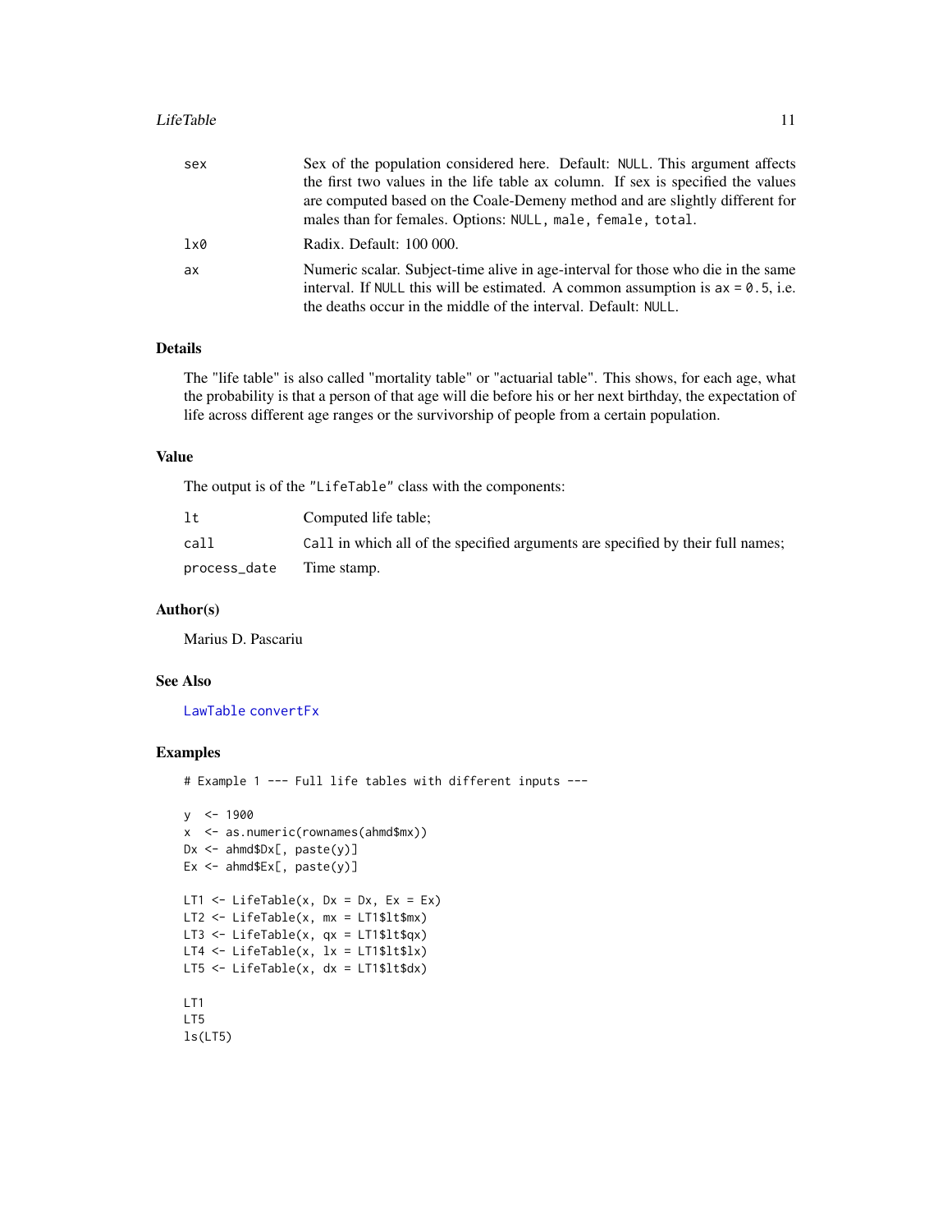| | |
|---|---|
| `sex` | Sex of the population considered here. Default: `NULL`. This argument affects the first two values in the life table ax column. If sex is specified the values are computed based on the Coale-Demeny method and are slightly different for males than for females. Options: `NULL`, `male`, `female`, `total`. |
| `lx0` | Radix. Default: 100 000. |
| `ax` | Numeric scalar. Subject-time alive in age-interval for those who die in the same interval. If `NULL` this will be estimated. A common assumption is `ax = 0.5`, i.e. the deaths occur in the middle of the interval. Default: `NULL`. |

## Details

The "life table" is also called "mortality table" or "actuarial table". This shows, for each age, what the probability is that a person of that age will die before his or her next birthday, the expectation of life across different age ranges or the survivorship of people from a certain population.

## Value

The output is of the `"LifeTable"` class with the components:

| | |
|---|---|
| `lt` | Computed life table; |
| `call` | `Call` in which all of the specified arguments are specified by their full names; |
| `process_date` | Time stamp. |

## Author(s)

Marius D. Pascariu

## See Also

`LawTable` `convertFx`

## Examples

```
# Example 1 --- Full life tables with different inputs ---

y  <- 1900
x  <- as.numeric(rownames(ahmd$mx))
Dx <- ahmd$Dx[, paste(y)]
Ex <- ahmd$Ex[, paste(y)]

LT1 <- LifeTable(x, Dx = Dx, Ex = Ex)
LT2 <- LifeTable(x, mx = LT1$lt$mx)
LT3 <- LifeTable(x, qx = LT1$lt$qx)
LT4 <- LifeTable(x, lx = LT1$lt$lx)
LT5 <- LifeTable(x, dx = LT1$lt$dx)

LT1
LT5
ls(LT5)
```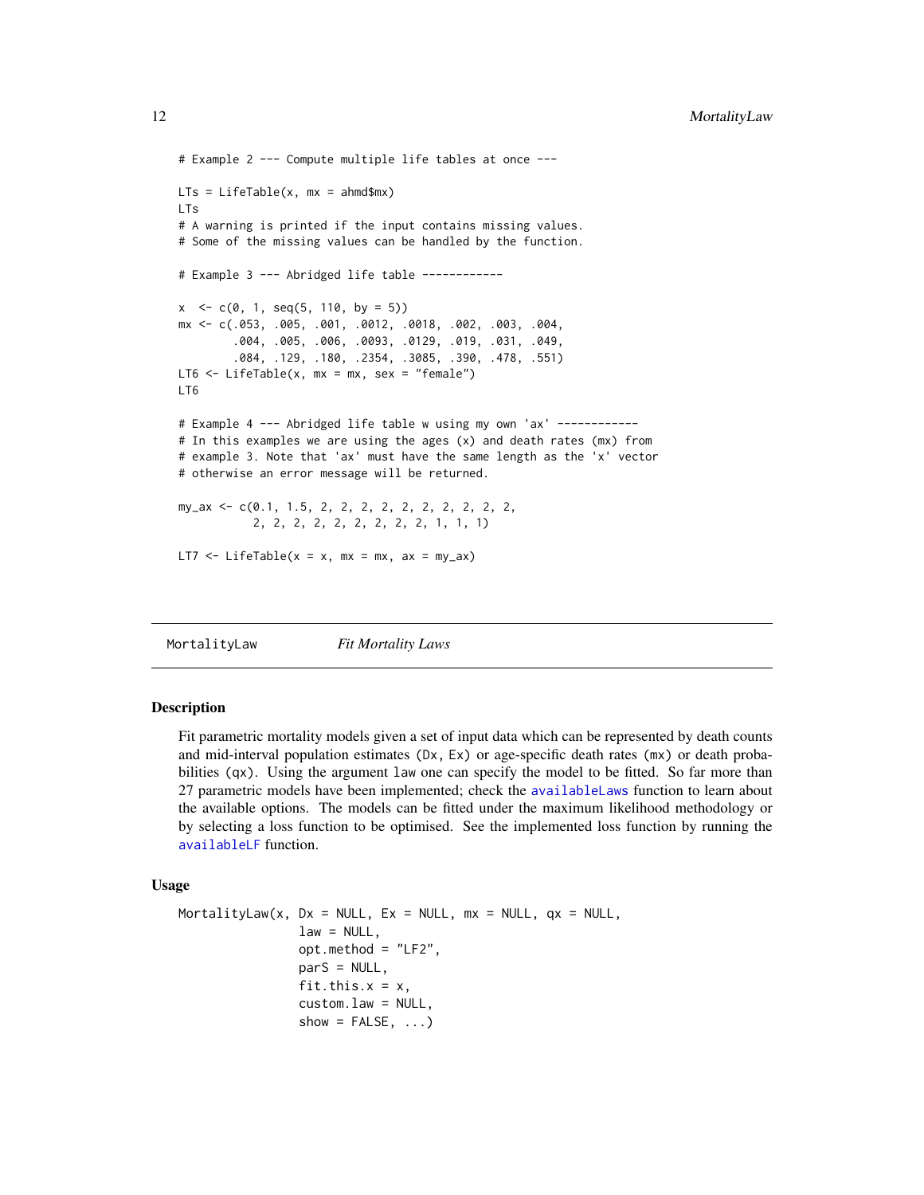```
# Example 2 --- Compute multiple life tables at once ---

LTs = LifeTable(x, mx = ahmd$mx)
LTs
# A warning is printed if the input contains missing values.
# Some of the missing values can be handled by the function.

# Example 3 --- Abridged life table ------------

x  <- c(0, 1, seq(5, 110, by = 5))
mx <- c(.053, .005, .001, .0012, .0018, .002, .003, .004,
        .004, .005, .006, .0093, .0129, .019, .031, .049,
        .084, .129, .180, .2354, .3085, .390, .478, .551)
LT6 <- LifeTable(x, mx = mx, sex = "female")
LT6

# Example 4 --- Abridged life table w using my own 'ax' ------------
# In this examples we are using the ages (x) and death rates (mx) from
# example 3. Note that 'ax' must have the same length as the 'x' vector
# otherwise an error message will be returned.

my_ax <- c(0.1, 1.5, 2, 2, 2, 2, 2, 2, 2, 2, 2, 2,
           2, 2, 2, 2, 2, 2, 2, 2, 2, 1, 1, 1)

LT7 <- LifeTable(x = x, mx = mx, ax = my_ax)
```

## MortalityLaw — *Fit Mortality Laws*

### Description

Fit parametric mortality models given a set of input data which can be represented by death counts and mid-interval population estimates (Dx, Ex) or age-specific death rates (mx) or death probabilities (qx). Using the argument law one can specify the model to be fitted. So far more than 27 parametric models have been implemented; check the availableLaws function to learn about the available options. The models can be fitted under the maximum likelihood methodology or by selecting a loss function to be optimised. See the implemented loss function by running the availableLF function.

### Usage

```
MortalityLaw(x, Dx = NULL, Ex = NULL, mx = NULL, qx = NULL,
             law = NULL,
             opt.method = "LF2",
             parS = NULL,
             fit.this.x = x,
             custom.law = NULL,
             show = FALSE, ...)
```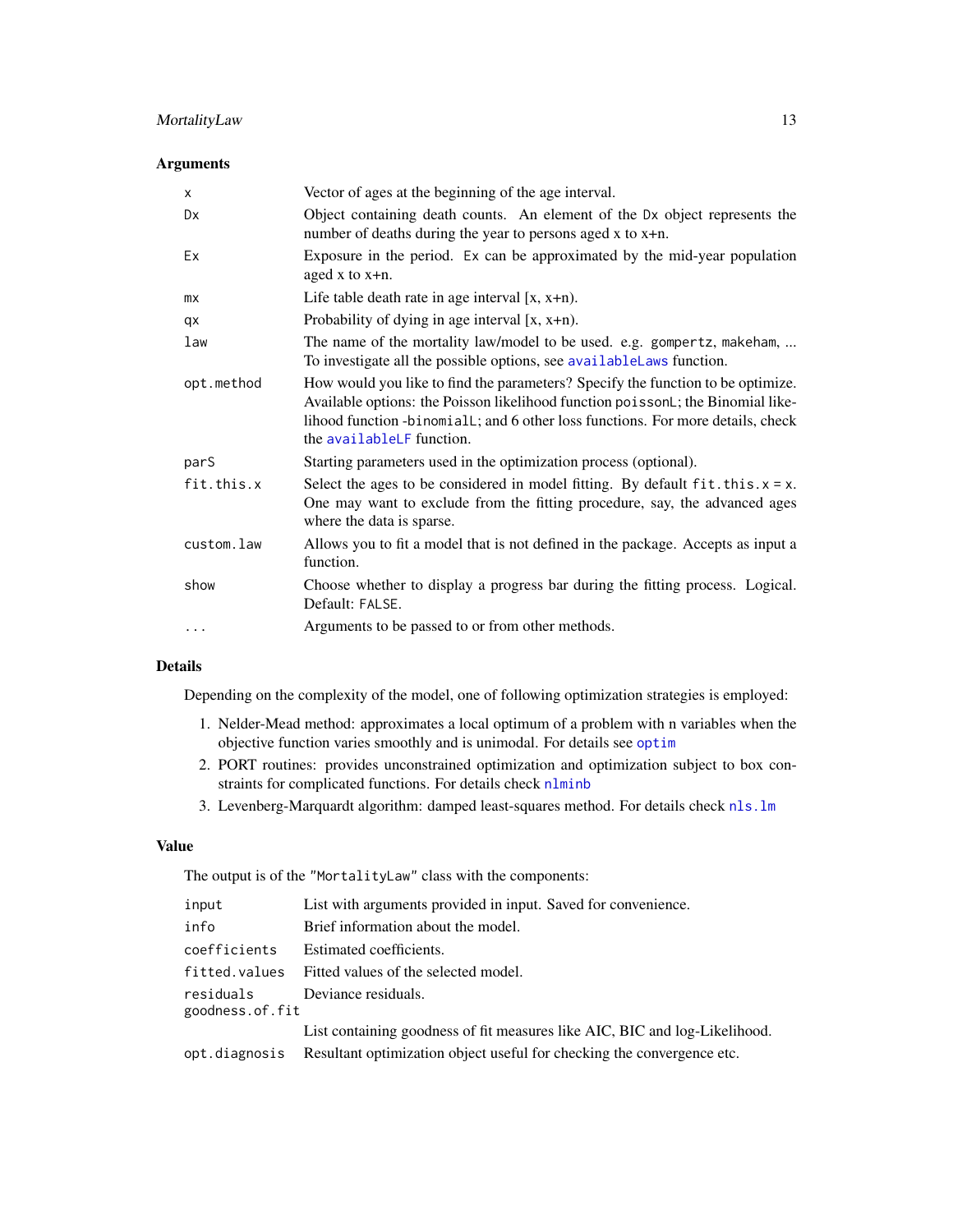### Arguments

| | |
|---|---|
| `x` | Vector of ages at the beginning of the age interval. |
| `Dx` | Object containing death counts. An element of the `Dx` object represents the number of deaths during the year to persons aged x to x+n. |
| `Ex` | Exposure in the period. `Ex` can be approximated by the mid-year population aged x to x+n. |
| `mx` | Life table death rate in age interval [x, x+n). |
| `qx` | Probability of dying in age interval [x, x+n). |
| `law` | The name of the mortality law/model to be used. e.g. `gompertz`, `makeham`, ... To investigate all the possible options, see `availableLaws` function. |
| `opt.method` | How would you like to find the parameters? Specify the function to be optimize. Available options: the Poisson likelihood function `poissonL`; the Binomial likelihood function -`binomialL`; and 6 other loss functions. For more details, check the `availableLF` function. |
| `parS` | Starting parameters used in the optimization process (optional). |
| `fit.this.x` | Select the ages to be considered in model fitting. By default `fit.this.x = x`. One may want to exclude from the fitting procedure, say, the advanced ages where the data is sparse. |
| `custom.law` | Allows you to fit a model that is not defined in the package. Accepts as input a function. |
| `show` | Choose whether to display a progress bar during the fitting process. Logical. Default: `FALSE`. |
| `...` | Arguments to be passed to or from other methods. |

### Details

Depending on the complexity of the model, one of following optimization strategies is employed:

1. Nelder-Mead method: approximates a local optimum of a problem with n variables when the objective function varies smoothly and is unimodal. For details see `optim`
2. PORT routines: provides unconstrained optimization and optimization subject to box constraints for complicated functions. For details check `nlminb`
3. Levenberg-Marquardt algorithm: damped least-squares method. For details check `nls.lm`

### Value

The output is of the `"MortalityLaw"` class with the components:

| | |
|---|---|
| `input` | List with arguments provided in input. Saved for convenience. |
| `info` | Brief information about the model. |
| `coefficients` | Estimated coefficients. |
| `fitted.values` | Fitted values of the selected model. |
| `residuals` | Deviance residuals. |
| `goodness.of.fit` | List containing goodness of fit measures like AIC, BIC and log-Likelihood. |
| `opt.diagnosis` | Resultant optimization object useful for checking the convergence etc. |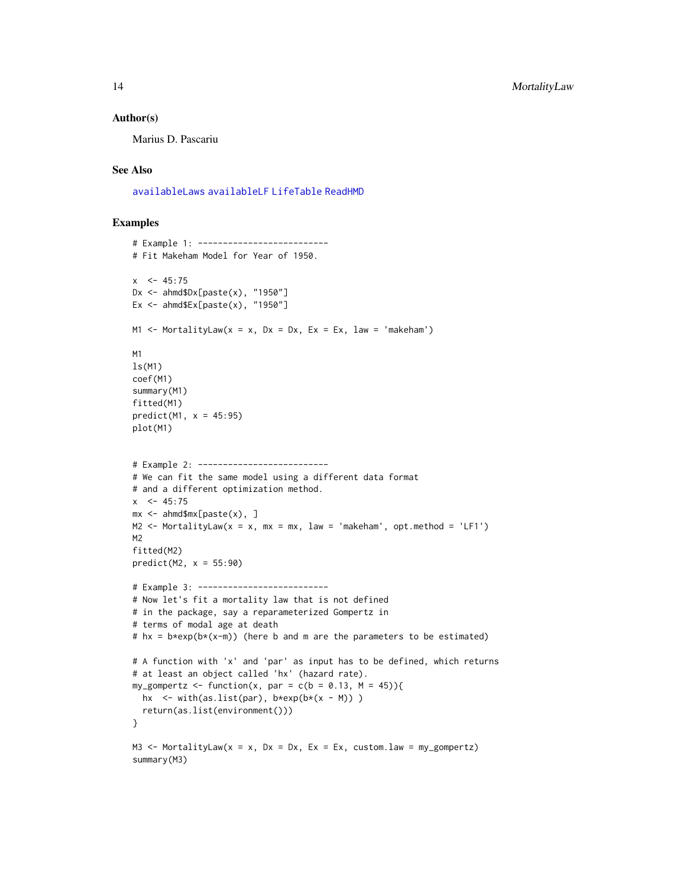## Author(s)

Marius D. Pascariu

## See Also

availableLaws availableLF LifeTable ReadHMD

## Examples

```
# Example 1: --------------------------
# Fit Makeham Model for Year of 1950.

x  <- 45:75
Dx <- ahmd$Dx[paste(x), "1950"]
Ex <- ahmd$Ex[paste(x), "1950"]

M1 <- MortalityLaw(x = x, Dx = Dx, Ex = Ex, law = 'makeham')

M1
ls(M1)
coef(M1)
summary(M1)
fitted(M1)
predict(M1, x = 45:95)
plot(M1)


# Example 2: --------------------------
# We can fit the same model using a different data format
# and a different optimization method.
x  <- 45:75
mx <- ahmd$mx[paste(x), ]
M2 <- MortalityLaw(x = x, mx = mx, law = 'makeham', opt.method = 'LF1')
M2
fitted(M2)
predict(M2, x = 55:90)

# Example 3: --------------------------
# Now let's fit a mortality law that is not defined
# in the package, say a reparameterized Gompertz in
# terms of modal age at death
# hx = b*exp(b*(x-m)) (here b and m are the parameters to be estimated)

# A function with 'x' and 'par' as input has to be defined, which returns
# at least an object called 'hx' (hazard rate).
my_gompertz <- function(x, par = c(b = 0.13, M = 45)){
  hx  <- with(as.list(par), b*exp(b*(x - M)) )
  return(as.list(environment()))
}

M3 <- MortalityLaw(x = x, Dx = Dx, Ex = Ex, custom.law = my_gompertz)
summary(M3)
```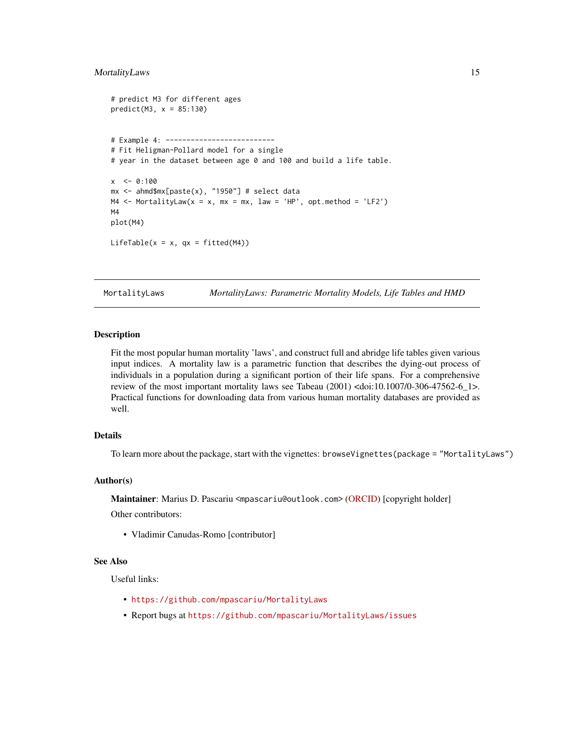```
# predict M3 for different ages
predict(M3, x = 85:130)


# Example 4: --------------------------
# Fit Heligman-Pollard model for a single
# year in the dataset between age 0 and 100 and build a life table.

x  <- 0:100
mx <- ahmd$mx[paste(x), "1950"] # select data
M4 <- MortalityLaw(x = x, mx = mx, law = 'HP', opt.method = 'LF2')
M4
plot(M4)

LifeTable(x = x, qx = fitted(M4))
```

---

`MortalityLaws` *MortalityLaws: Parametric Mortality Models, Life Tables and HMD*

---

## Description

Fit the most popular human mortality 'laws', and construct full and abridge life tables given various input indices. A mortality law is a parametric function that describes the dying-out process of individuals in a population during a significant portion of their life spans. For a comprehensive review of the most important mortality laws see Tabeau (2001) <doi:10.1007/0-306-47562-6_1>. Practical functions for downloading data from various human mortality databases are provided as well.

## Details

To learn more about the package, start with the vignettes: `browseVignettes(package = "MortalityLaws")`

## Author(s)

**Maintainer**: Marius D. Pascariu <mpascariu@outlook.com> (ORCID) [copyright holder]

Other contributors:

- Vladimir Canudas-Romo [contributor]

## See Also

Useful links:

- https://github.com/mpascariu/MortalityLaws
- Report bugs at https://github.com/mpascariu/MortalityLaws/issues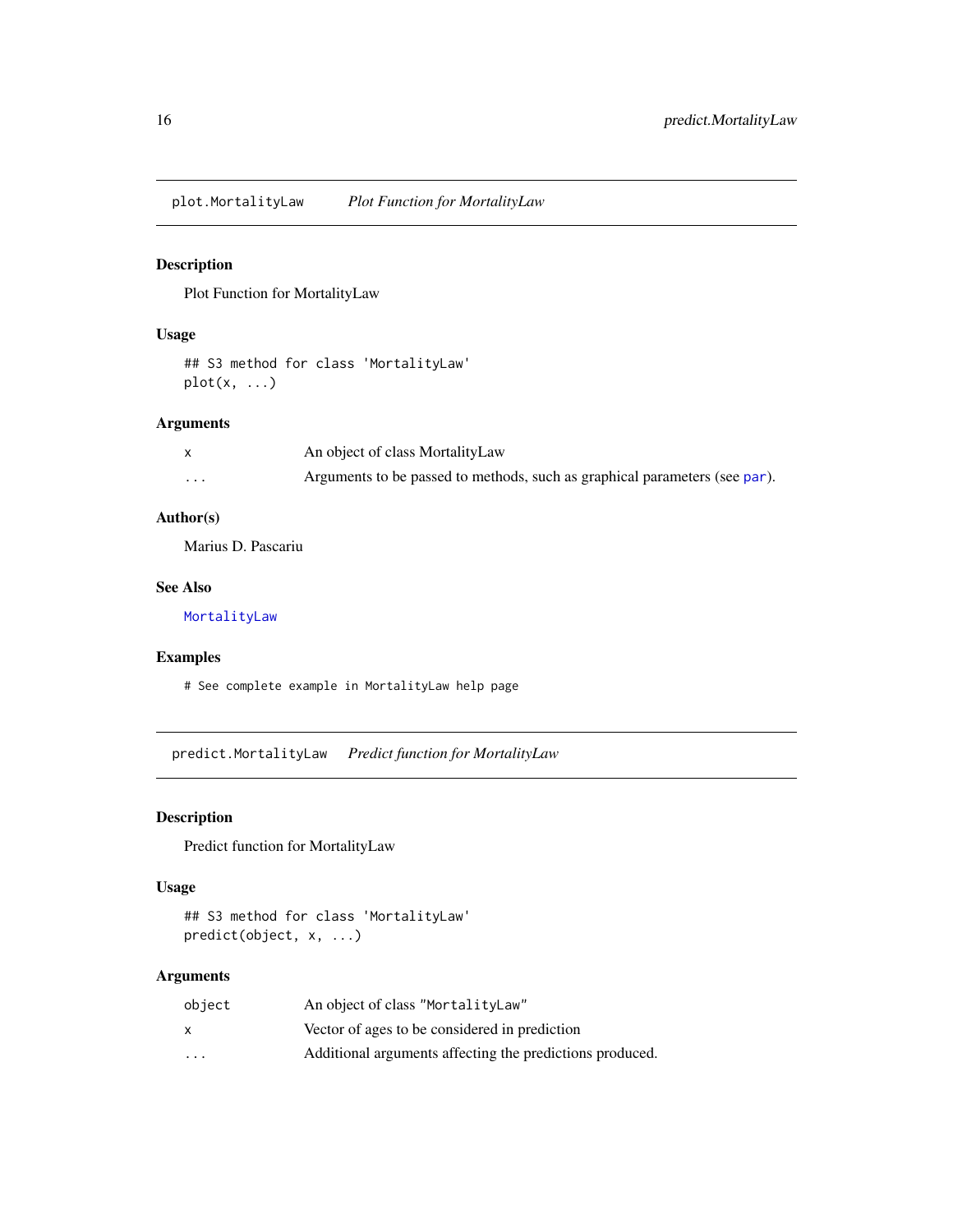## plot.MortalityLaw *Plot Function for MortalityLaw*

### Description

Plot Function for MortalityLaw

### Usage

```
## S3 method for class 'MortalityLaw'
plot(x, ...)
```

### Arguments

| | |
|---|---|
| x | An object of class MortalityLaw |
| ... | Arguments to be passed to methods, such as graphical parameters (see par). |

### Author(s)

Marius D. Pascariu

### See Also

MortalityLaw

### Examples

```
# See complete example in MortalityLaw help page
```

## predict.MortalityLaw *Predict function for MortalityLaw*

### Description

Predict function for MortalityLaw

### Usage

```
## S3 method for class 'MortalityLaw'
predict(object, x, ...)
```

### Arguments

| | |
|---|---|
| object | An object of class "MortalityLaw" |
| x | Vector of ages to be considered in prediction |
| ... | Additional arguments affecting the predictions produced. |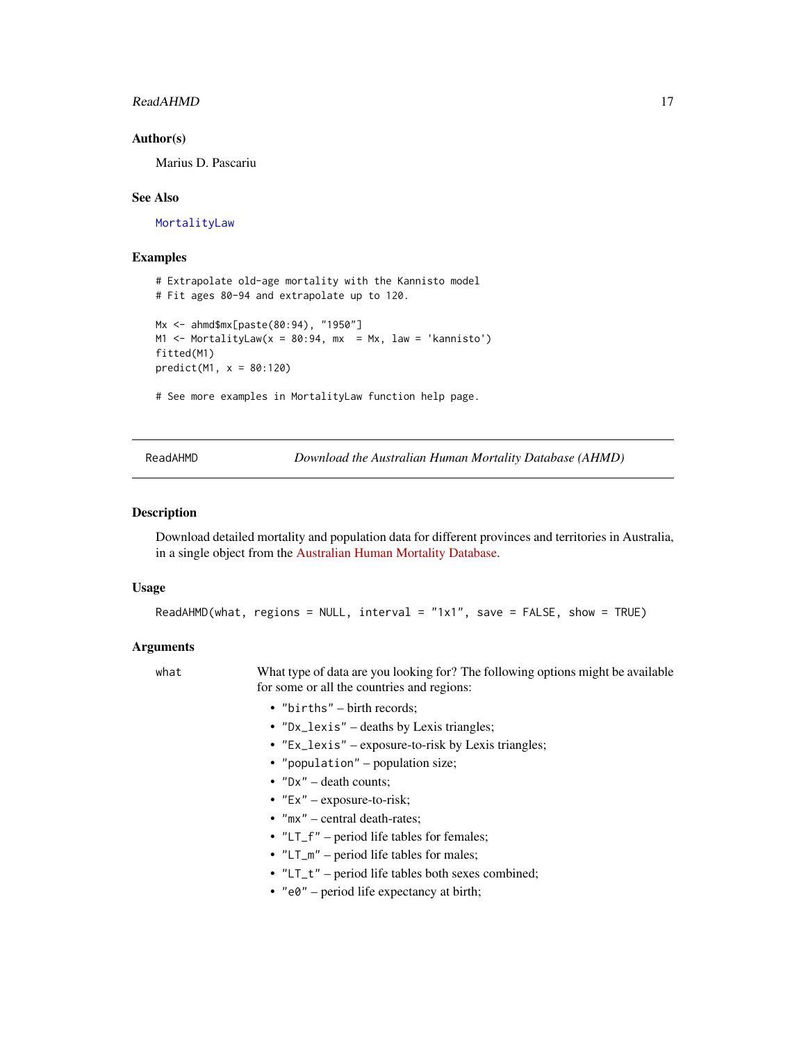### Author(s)

Marius D. Pascariu

### See Also

MortalityLaw

### Examples

```
# Extrapolate old-age mortality with the Kannisto model
# Fit ages 80-94 and extrapolate up to 120.

Mx <- ahmd$mx[paste(80:94), "1950"]
M1 <- MortalityLaw(x = 80:94, mx  = Mx, law = 'kannisto')
fitted(M1)
predict(M1, x = 80:120)

# See more examples in MortalityLaw function help page.
```

---

## ReadAHMD — *Download the Australian Human Mortality Database (AHMD)*

### Description

Download detailed mortality and population data for different provinces and territories in Australia, in a single object from the Australian Human Mortality Database.

### Usage

```
ReadAHMD(what, regions = NULL, interval = "1x1", save = FALSE, show = TRUE)
```

### Arguments

`what` What type of data are you looking for? The following options might be available for some or all the countries and regions:

- `"births"` – birth records;
- `"Dx_lexis"` – deaths by Lexis triangles;
- `"Ex_lexis"` – exposure-to-risk by Lexis triangles;
- `"population"` – population size;
- `"Dx"` – death counts;
- `"Ex"` – exposure-to-risk;
- `"mx"` – central death-rates;
- `"LT_f"` – period life tables for females;
- `"LT_m"` – period life tables for males;
- `"LT_t"` – period life tables both sexes combined;
- `"e0"` – period life expectancy at birth;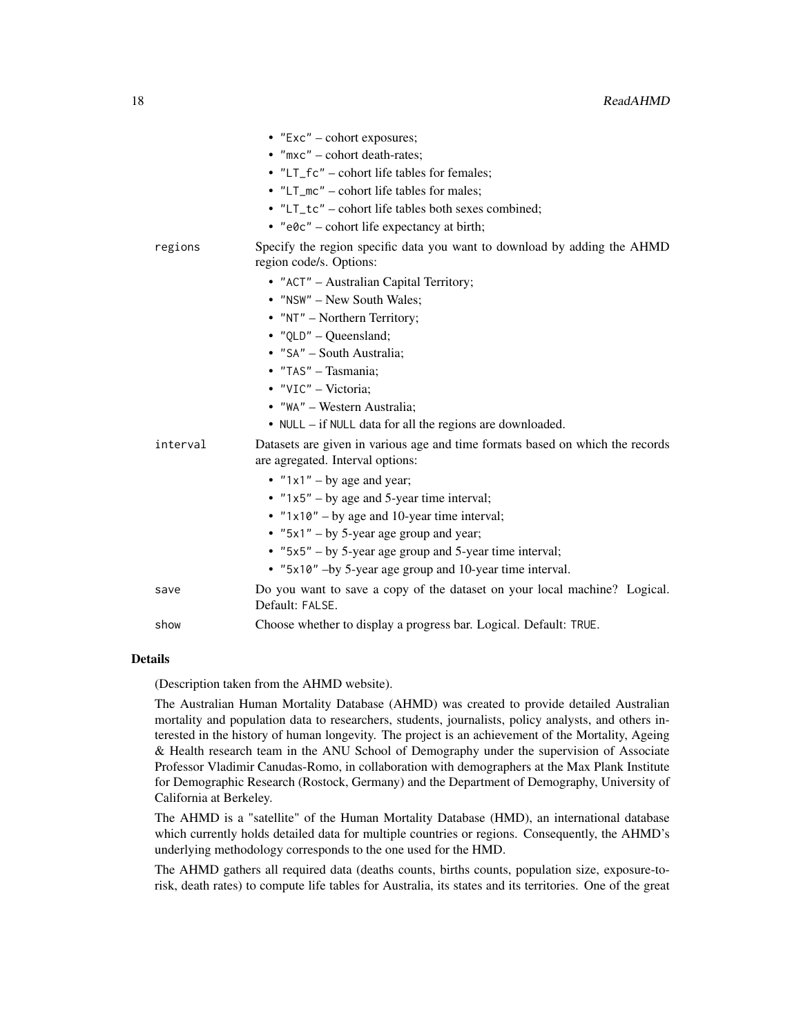- "Exc" – cohort exposures;
- "mxc" – cohort death-rates;
- "LT_fc" – cohort life tables for females;
- "LT_mc" – cohort life tables for males;
- "LT_tc" – cohort life tables both sexes combined;
- "e0c" – cohort life expectancy at birth;

`regions` Specify the region specific data you want to download by adding the AHMD region code/s. Options:

- "ACT" – Australian Capital Territory;
- "NSW" – New South Wales;
- "NT" – Northern Territory;
- "QLD" – Queensland;
- "SA" – South Australia;
- "TAS" – Tasmania;
- "VIC" – Victoria;
- "WA" – Western Australia;
- NULL – if NULL data for all the regions are downloaded.

`interval` Datasets are given in various age and time formats based on which the records are agregated. Interval options:

- "1x1" – by age and year;
- "1x5" – by age and 5-year time interval;
- "1x10" – by age and 10-year time interval;
- "5x1" – by 5-year age group and year;
- "5x5" – by 5-year age group and 5-year time interval;
- "5x10" –by 5-year age group and 10-year time interval.

`save` Do you want to save a copy of the dataset on your local machine? Logical. Default: FALSE.

`show` Choose whether to display a progress bar. Logical. Default: TRUE.

## Details

(Description taken from the AHMD website).

The Australian Human Mortality Database (AHMD) was created to provide detailed Australian mortality and population data to researchers, students, journalists, policy analysts, and others interested in the history of human longevity. The project is an achievement of the Mortality, Ageing & Health research team in the ANU School of Demography under the supervision of Associate Professor Vladimir Canudas-Romo, in collaboration with demographers at the Max Plank Institute for Demographic Research (Rostock, Germany) and the Department of Demography, University of California at Berkeley.

The AHMD is a "satellite" of the Human Mortality Database (HMD), an international database which currently holds detailed data for multiple countries or regions. Consequently, the AHMD's underlying methodology corresponds to the one used for the HMD.

The AHMD gathers all required data (deaths counts, births counts, population size, exposure-to-risk, death rates) to compute life tables for Australia, its states and its territories. One of the great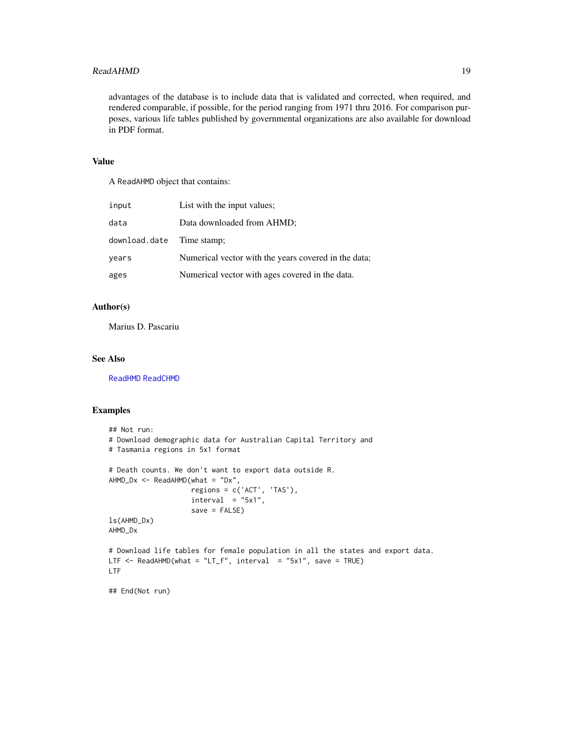advantages of the database is to include data that is validated and corrected, when required, and rendered comparable, if possible, for the period ranging from 1971 thru 2016. For comparison purposes, various life tables published by governmental organizations are also available for download in PDF format.

## Value

A `ReadAHMD` object that contains:

| | |
|---|---|
| `input` | List with the input values; |
| `data` | Data downloaded from AHMD; |
| `download.date` | Time stamp; |
| `years` | Numerical vector with the years covered in the data; |
| `ages` | Numerical vector with ages covered in the data. |

## Author(s)

Marius D. Pascariu

## See Also

ReadHMD ReadCHMD

## Examples

```
## Not run:
# Download demographic data for Australian Capital Territory and
# Tasmania regions in 5x1 format

# Death counts. We don't want to export data outside R.
AHMD_Dx <- ReadAHMD(what = "Dx",
                    regions = c('ACT', 'TAS'),
                    interval  = "5x1",
                    save = FALSE)
ls(AHMD_Dx)
AHMD_Dx

# Download life tables for female population in all the states and export data.
LTF <- ReadAHMD(what = "LT_f", interval  = "5x1", save = TRUE)
LTF

## End(Not run)
```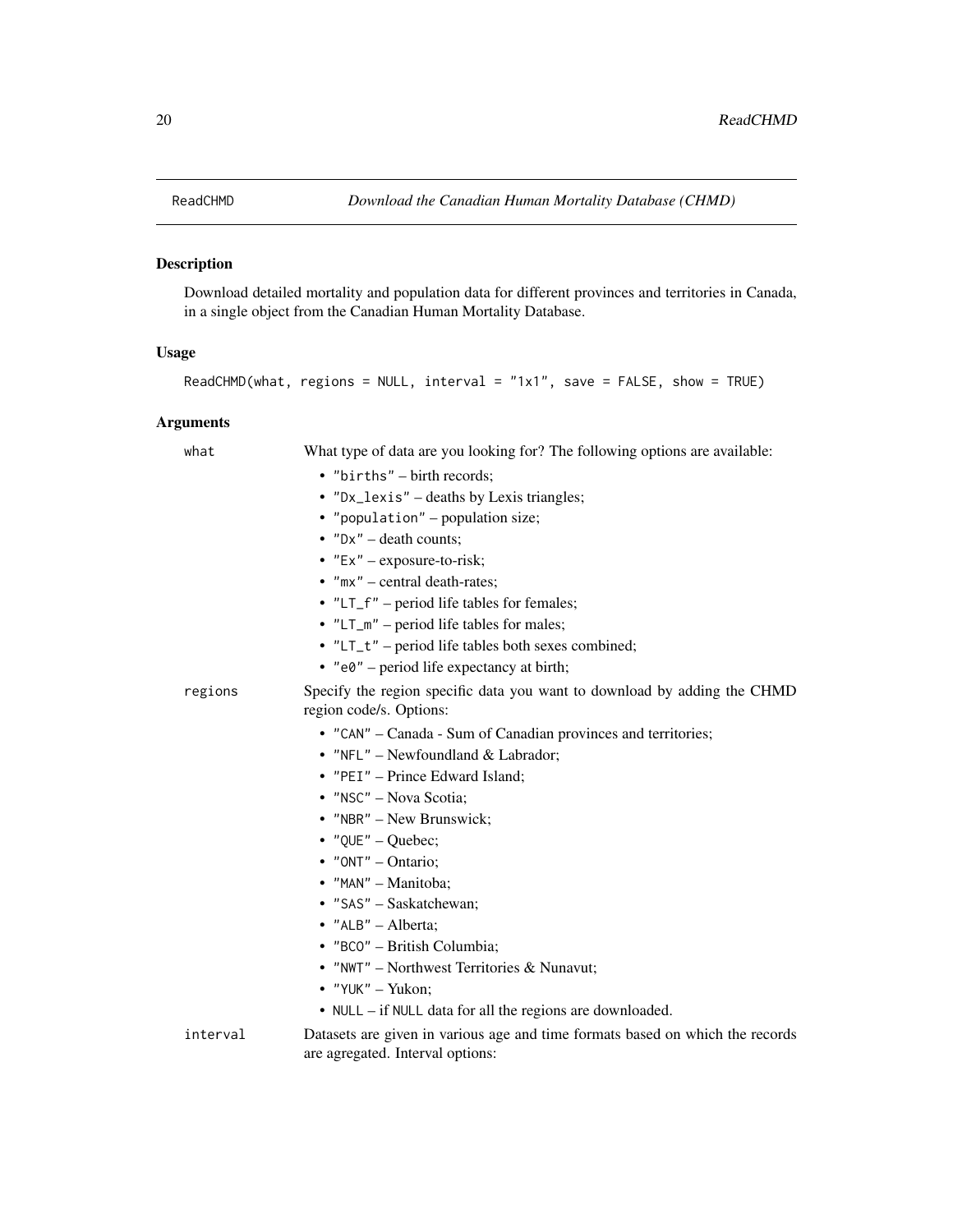# ReadCHMD — *Download the Canadian Human Mortality Database (CHMD)*

## Description

Download detailed mortality and population data for different provinces and territories in Canada, in a single object from the Canadian Human Mortality Database.

## Usage

```
ReadCHMD(what, regions = NULL, interval = "1x1", save = FALSE, show = TRUE)
```

## Arguments

**what**
What type of data are you looking for? The following options are available:

- "births" – birth records;
- "Dx_lexis" – deaths by Lexis triangles;
- "population" – population size;
- "Dx" – death counts;
- "Ex" – exposure-to-risk;
- "mx" – central death-rates;
- "LT_f" – period life tables for females;
- "LT_m" – period life tables for males;
- "LT_t" – period life tables both sexes combined;
- "e0" – period life expectancy at birth;

**regions**
Specify the region specific data you want to download by adding the CHMD region code/s. Options:

- "CAN" – Canada - Sum of Canadian provinces and territories;
- "NFL" – Newfoundland & Labrador;
- "PEI" – Prince Edward Island;
- "NSC" – Nova Scotia;
- "NBR" – New Brunswick;
- "QUE" – Quebec;
- "ONT" – Ontario;
- "MAN" – Manitoba;
- "SAS" – Saskatchewan;
- "ALB" – Alberta;
- "BCO" – British Columbia;
- "NWT" – Northwest Territories & Nunavut;
- "YUK" – Yukon;
- NULL – if NULL data for all the regions are downloaded.

**interval**
Datasets are given in various age and time formats based on which the records are agregated. Interval options: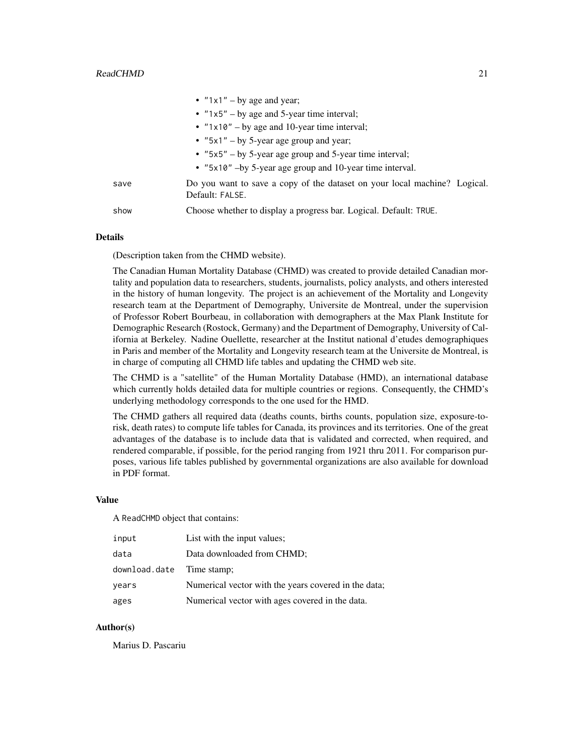- "1x1" – by age and year;
- "1x5" – by age and 5-year time interval;
- "1x10" – by age and 10-year time interval;
- "5x1" – by 5-year age group and year;
- "5x5" – by 5-year age group and 5-year time interval;
- "5x10" –by 5-year age group and 10-year time interval.

| | |
|---|---|
| `save` | Do you want to save a copy of the dataset on your local machine? Logical. Default: FALSE. |
| `show` | Choose whether to display a progress bar. Logical. Default: TRUE. |

### Details

(Description taken from the CHMD website).

The Canadian Human Mortality Database (CHMD) was created to provide detailed Canadian mortality and population data to researchers, students, journalists, policy analysts, and others interested in the history of human longevity. The project is an achievement of the Mortality and Longevity research team at the Department of Demography, Universite de Montreal, under the supervision of Professor Robert Bourbeau, in collaboration with demographers at the Max Plank Institute for Demographic Research (Rostock, Germany) and the Department of Demography, University of California at Berkeley. Nadine Ouellette, researcher at the Institut national d'etudes demographiques in Paris and member of the Mortality and Longevity research team at the Universite de Montreal, is in charge of computing all CHMD life tables and updating the CHMD web site.

The CHMD is a "satellite" of the Human Mortality Database (HMD), an international database which currently holds detailed data for multiple countries or regions. Consequently, the CHMD's underlying methodology corresponds to the one used for the HMD.

The CHMD gathers all required data (deaths counts, births counts, population size, exposure-to-risk, death rates) to compute life tables for Canada, its provinces and its territories. One of the great advantages of the database is to include data that is validated and corrected, when required, and rendered comparable, if possible, for the period ranging from 1921 thru 2011. For comparison purposes, various life tables published by governmental organizations are also available for download in PDF format.

### Value

A ReadCHMD object that contains:

| | |
|---|---|
| `input` | List with the input values; |
| `data` | Data downloaded from CHMD; |
| `download.date` | Time stamp; |
| `years` | Numerical vector with the years covered in the data; |
| `ages` | Numerical vector with ages covered in the data. |

### Author(s)

Marius D. Pascariu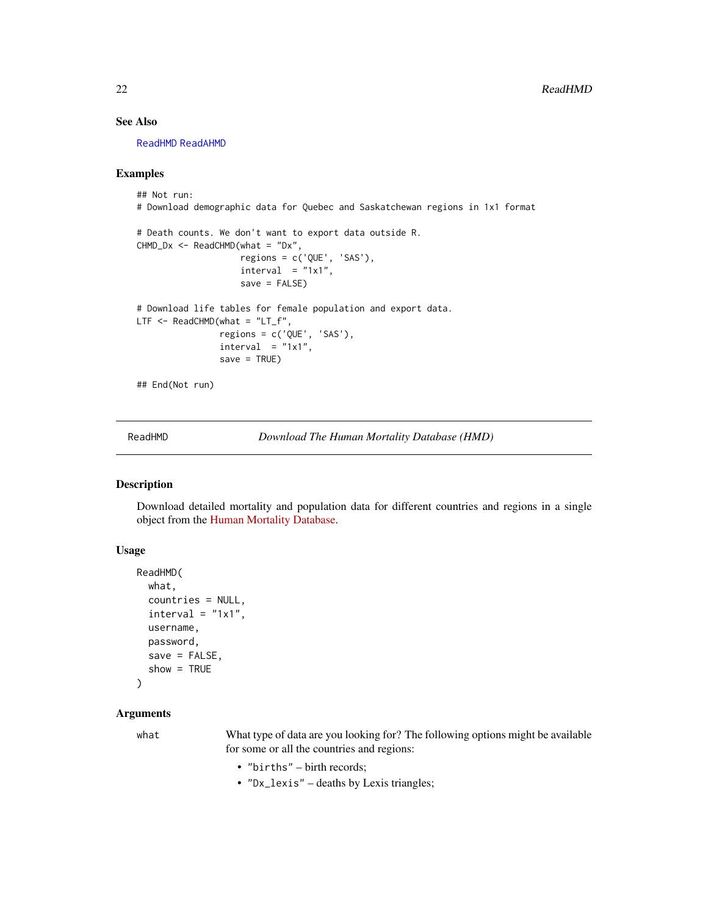### See Also

ReadHMD ReadAHMD

### Examples

```
## Not run:
# Download demographic data for Quebec and Saskatchewan regions in 1x1 format

# Death counts. We don't want to export data outside R.
CHMD_Dx <- ReadCHMD(what = "Dx",
                    regions = c('QUE', 'SAS'),
                    interval  = "1x1",
                    save = FALSE)

# Download life tables for female population and export data.
LTF <- ReadCHMD(what = "LT_f",
                regions = c('QUE', 'SAS'),
                interval  = "1x1",
                save = TRUE)

## End(Not run)
```

---

## ReadHMD *Download The Human Mortality Database (HMD)*

### Description

Download detailed mortality and population data for different countries and regions in a single object from the Human Mortality Database.

### Usage

```
ReadHMD(
  what,
  countries = NULL,
  interval = "1x1",
  username,
  password,
  save = FALSE,
  show = TRUE
)
```

### Arguments

`what` What type of data are you looking for? The following options might be available for some or all the countries and regions:

- `"births"` – birth records;
- `"Dx_lexis"` – deaths by Lexis triangles;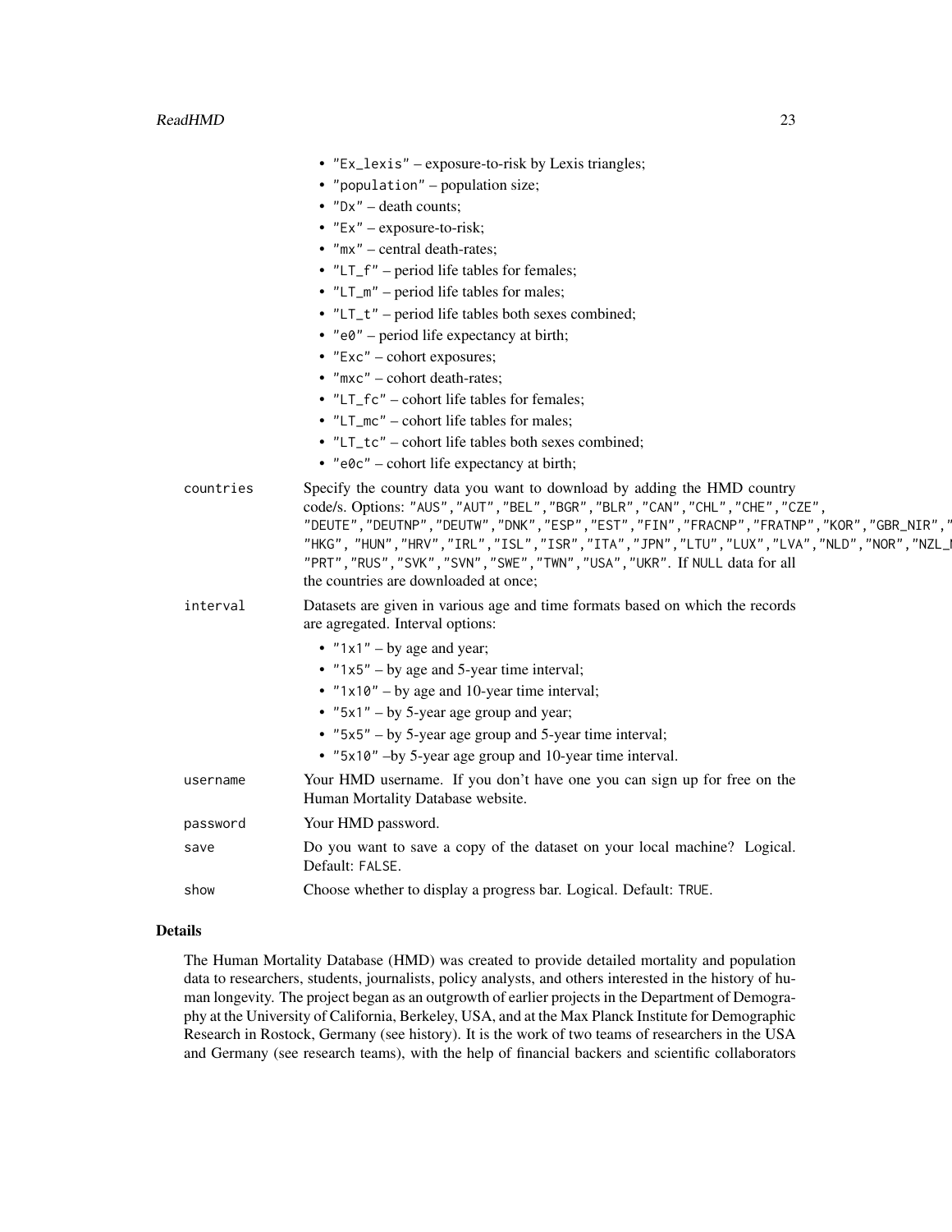- "Ex_lexis" – exposure-to-risk by Lexis triangles;
- "population" – population size;
- "Dx" – death counts;
- "Ex" – exposure-to-risk;
- "mx" – central death-rates;
- "LT_f" – period life tables for females;
- "LT_m" – period life tables for males;
- "LT_t" – period life tables both sexes combined;
- "e0" – period life expectancy at birth;
- "Exc" – cohort exposures;
- "mxc" – cohort death-rates;
- "LT_fc" – cohort life tables for females;
- "LT_mc" – cohort life tables for males;
- "LT_tc" – cohort life tables both sexes combined;
- "e0c" – cohort life expectancy at birth;

countries
: Specify the country data you want to download by adding the HMD country code/s. Options: "AUS","AUT","BEL","BGR","BLR","CAN","CHL","CHE","CZE", "DEUTE","DEUTNP","DEUTW","DNK","ESP","EST","FIN","FRACNP","FRATNP","KOR","GBR_NIR"," "HKG", "HUN","HRV","IRL","ISL","ISR","ITA","JPN","LTU","LUX","LVA","NLD","NOR","NZL_ "PRT","RUS","SVK","SVN","SWE","TWN","USA","UKR". If NULL data for all the countries are downloaded at once;

interval
: Datasets are given in various age and time formats based on which the records are agregated. Interval options:
  - "1x1" – by age and year;
  - "1x5" – by age and 5-year time interval;
  - "1x10" – by age and 10-year time interval;
  - "5x1" – by 5-year age group and year;
  - "5x5" – by 5-year age group and 5-year time interval;
  - "5x10" –by 5-year age group and 10-year time interval.

username
: Your HMD username. If you don't have one you can sign up for free on the Human Mortality Database website.

password
: Your HMD password.

save
: Do you want to save a copy of the dataset on your local machine? Logical. Default: FALSE.

show
: Choose whether to display a progress bar. Logical. Default: TRUE.

## Details

The Human Mortality Database (HMD) was created to provide detailed mortality and population data to researchers, students, journalists, policy analysts, and others interested in the history of human longevity. The project began as an outgrowth of earlier projects in the Department of Demography at the University of California, Berkeley, USA, and at the Max Planck Institute for Demographic Research in Rostock, Germany (see history). It is the work of two teams of researchers in the USA and Germany (see research teams), with the help of financial backers and scientific collaborators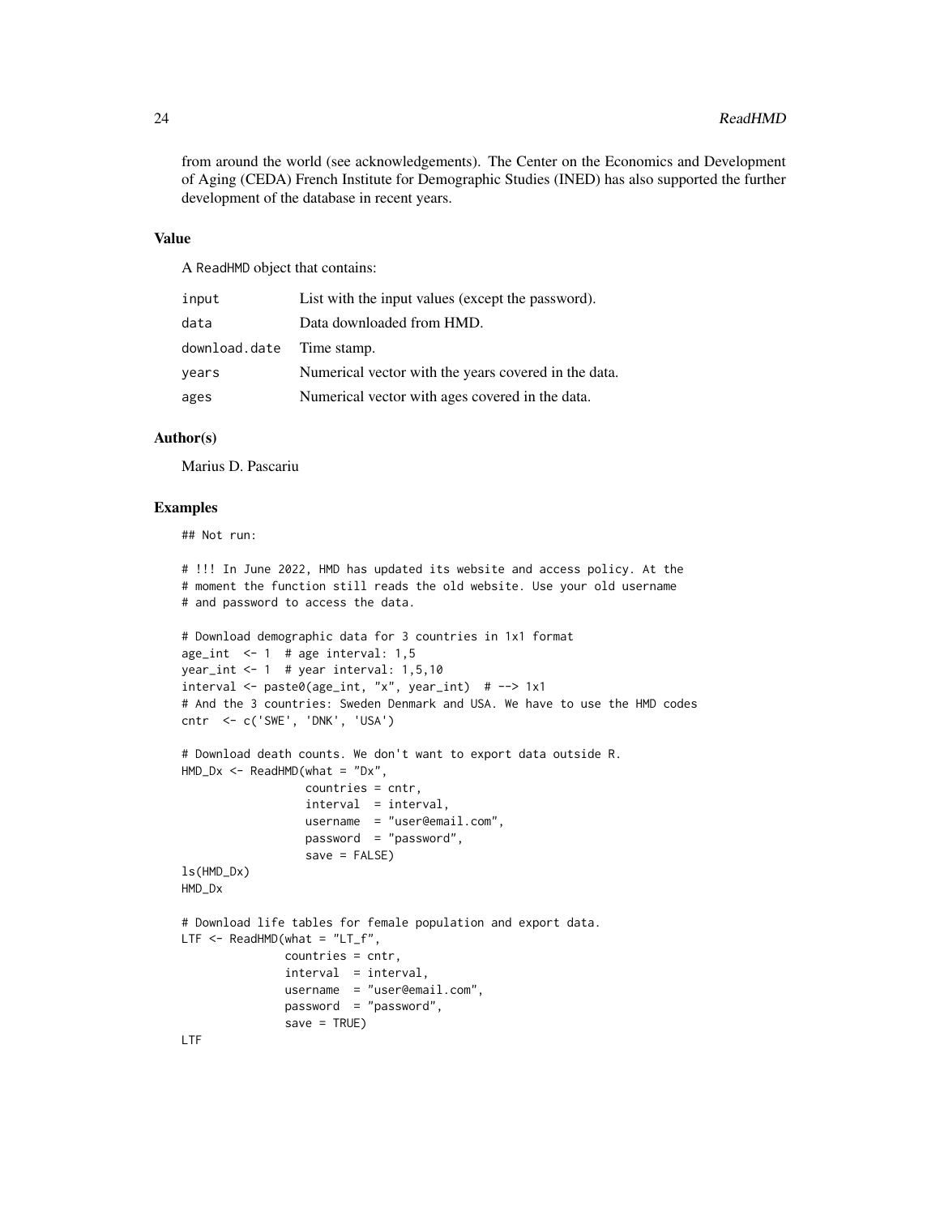from around the world (see acknowledgements). The Center on the Economics and Development of Aging (CEDA) French Institute for Demographic Studies (INED) has also supported the further development of the database in recent years.

## Value

A `ReadHMD` object that contains:

| | |
|---|---|
| `input` | List with the input values (except the password). |
| `data` | Data downloaded from HMD. |
| `download.date` | Time stamp. |
| `years` | Numerical vector with the years covered in the data. |
| `ages` | Numerical vector with ages covered in the data. |

## Author(s)

Marius D. Pascariu

## Examples

```
## Not run:

# !!! In June 2022, HMD has updated its website and access policy. At the
# moment the function still reads the old website. Use your old username
# and password to access the data.

# Download demographic data for 3 countries in 1x1 format
age_int  <- 1  # age interval: 1,5
year_int <- 1  # year interval: 1,5,10
interval <- paste0(age_int, "x", year_int)  # --> 1x1
# And the 3 countries: Sweden Denmark and USA. We have to use the HMD codes
cntr  <- c('SWE', 'DNK', 'USA')

# Download death counts. We don't want to export data outside R.
HMD_Dx <- ReadHMD(what = "Dx",
                  countries = cntr,
                  interval  = interval,
                  username  = "user@email.com",
                  password  = "password",
                  save = FALSE)
ls(HMD_Dx)
HMD_Dx

# Download life tables for female population and export data.
LTF <- ReadHMD(what = "LT_f",
               countries = cntr,
               interval  = interval,
               username  = "user@email.com",
               password  = "password",
               save = TRUE)
LTF
```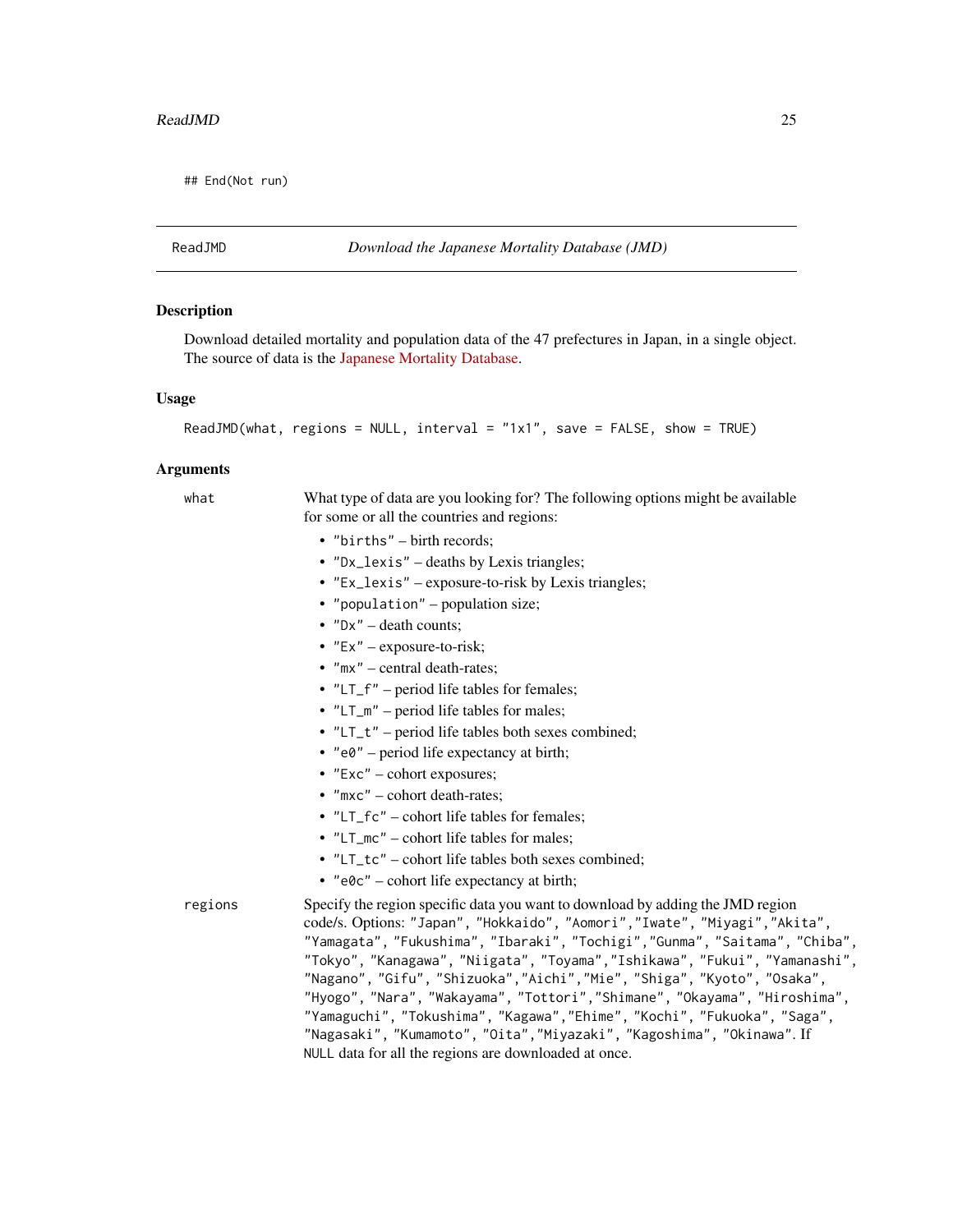```
## End(Not run)
```

## ReadJMD — *Download the Japanese Mortality Database (JMD)*

### Description

Download detailed mortality and population data of the 47 prefectures in Japan, in a single object. The source of data is the Japanese Mortality Database.

### Usage

```
ReadJMD(what, regions = NULL, interval = "1x1", save = FALSE, show = TRUE)
```

### Arguments

**what** — What type of data are you looking for? The following options might be available for some or all the countries and regions:

- "births" – birth records;
- "Dx_lexis" – deaths by Lexis triangles;
- "Ex_lexis" – exposure-to-risk by Lexis triangles;
- "population" – population size;
- "Dx" – death counts;
- "Ex" – exposure-to-risk;
- "mx" – central death-rates;
- "LT_f" – period life tables for females;
- "LT_m" – period life tables for males;
- "LT_t" – period life tables both sexes combined;
- "e0" – period life expectancy at birth;
- "Exc" – cohort exposures;
- "mxc" – cohort death-rates;
- "LT_fc" – cohort life tables for females;
- "LT_mc" – cohort life tables for males;
- "LT_tc" – cohort life tables both sexes combined;
- "e0c" – cohort life expectancy at birth;

**regions** — Specify the region specific data you want to download by adding the JMD region code/s. Options: "Japan", "Hokkaido", "Aomori","Iwate", "Miyagi","Akita", "Yamagata", "Fukushima", "Ibaraki", "Tochigi","Gunma", "Saitama", "Chiba", "Tokyo", "Kanagawa", "Niigata", "Toyama","Ishikawa", "Fukui", "Yamanashi", "Nagano", "Gifu", "Shizuoka","Aichi","Mie", "Shiga", "Kyoto", "Osaka", "Hyogo", "Nara", "Wakayama", "Tottori","Shimane", "Okayama", "Hiroshima", "Yamaguchi", "Tokushima", "Kagawa","Ehime", "Kochi", "Fukuoka", "Saga", "Nagasaki", "Kumamoto", "Oita","Miyazaki", "Kagoshima", "Okinawa". If NULL data for all the regions are downloaded at once.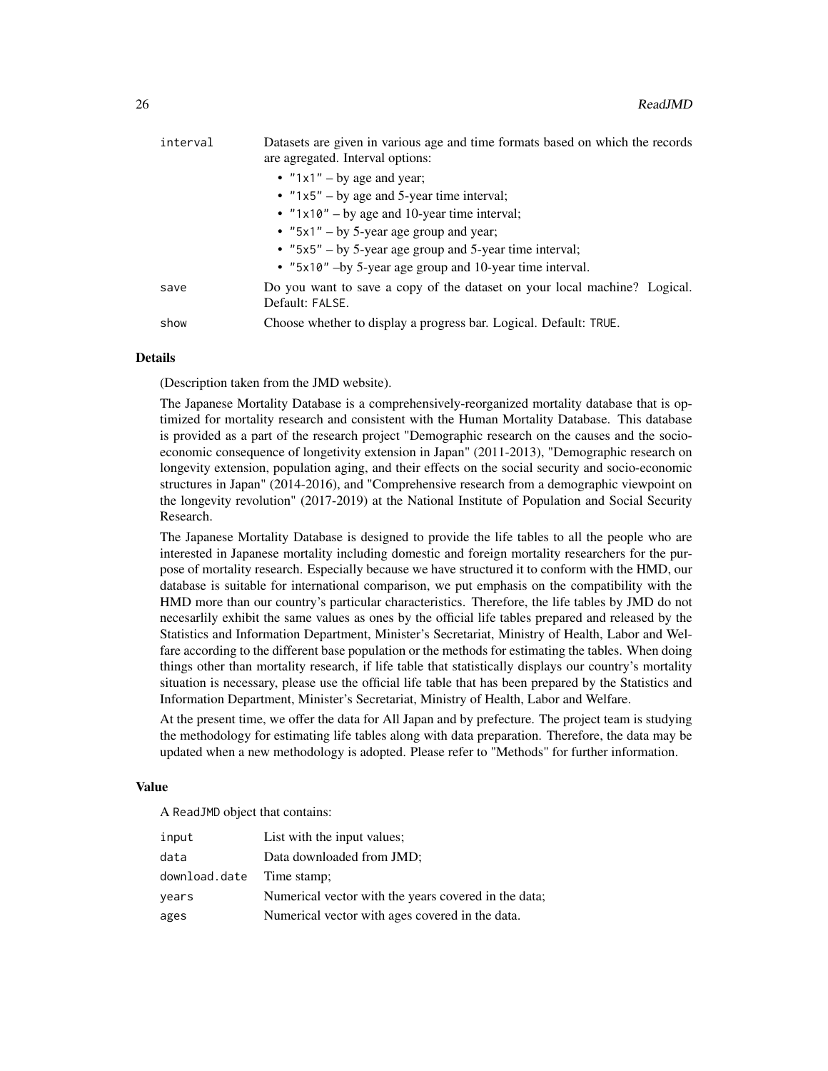| | |
|---|---|
| `interval` | Datasets are given in various age and time formats based on which the records are agregated. Interval options: <br> • `"1x1"` – by age and year; <br> • `"1x5"` – by age and 5-year time interval; <br> • `"1x10"` – by age and 10-year time interval; <br> • `"5x1"` – by 5-year age group and year; <br> • `"5x5"` – by 5-year age group and 5-year time interval; <br> • `"5x10"` –by 5-year age group and 10-year time interval. |
| `save` | Do you want to save a copy of the dataset on your local machine? Logical. Default: `FALSE`. |
| `show` | Choose whether to display a progress bar. Logical. Default: `TRUE`. |

### Details

(Description taken from the JMD website).

The Japanese Mortality Database is a comprehensively-reorganized mortality database that is optimized for mortality research and consistent with the Human Mortality Database. This database is provided as a part of the research project "Demographic research on the causes and the socio-economic consequence of longetivity extension in Japan" (2011-2013), "Demographic research on longevity extension, population aging, and their effects on the social security and socio-economic structures in Japan" (2014-2016), and "Comprehensive research from a demographic viewpoint on the longevity revolution" (2017-2019) at the National Institute of Population and Social Security Research.

The Japanese Mortality Database is designed to provide the life tables to all the people who are interested in Japanese mortality including domestic and foreign mortality researchers for the purpose of mortality research. Especially because we have structured it to conform with the HMD, our database is suitable for international comparison, we put emphasis on the compatibility with the HMD more than our country's particular characteristics. Therefore, the life tables by JMD do not necesarlily exhibit the same values as ones by the official life tables prepared and released by the Statistics and Information Department, Minister's Secretariat, Ministry of Health, Labor and Welfare according to the different base population or the methods for estimating the tables. When doing things other than mortality research, if life table that statistically displays our country's mortality situation is necessary, please use the official life table that has been prepared by the Statistics and Information Department, Minister's Secretariat, Ministry of Health, Labor and Welfare.

At the present time, we offer the data for All Japan and by prefecture. The project team is studying the methodology for estimating life tables along with data preparation. Therefore, the data may be updated when a new methodology is adopted. Please refer to "Methods" for further information.

### Value

A `ReadJMD` object that contains:

| | |
|---|---|
| `input` | List with the input values; |
| `data` | Data downloaded from JMD; |
| `download.date` | Time stamp; |
| `years` | Numerical vector with the years covered in the data; |
| `ages` | Numerical vector with ages covered in the data. |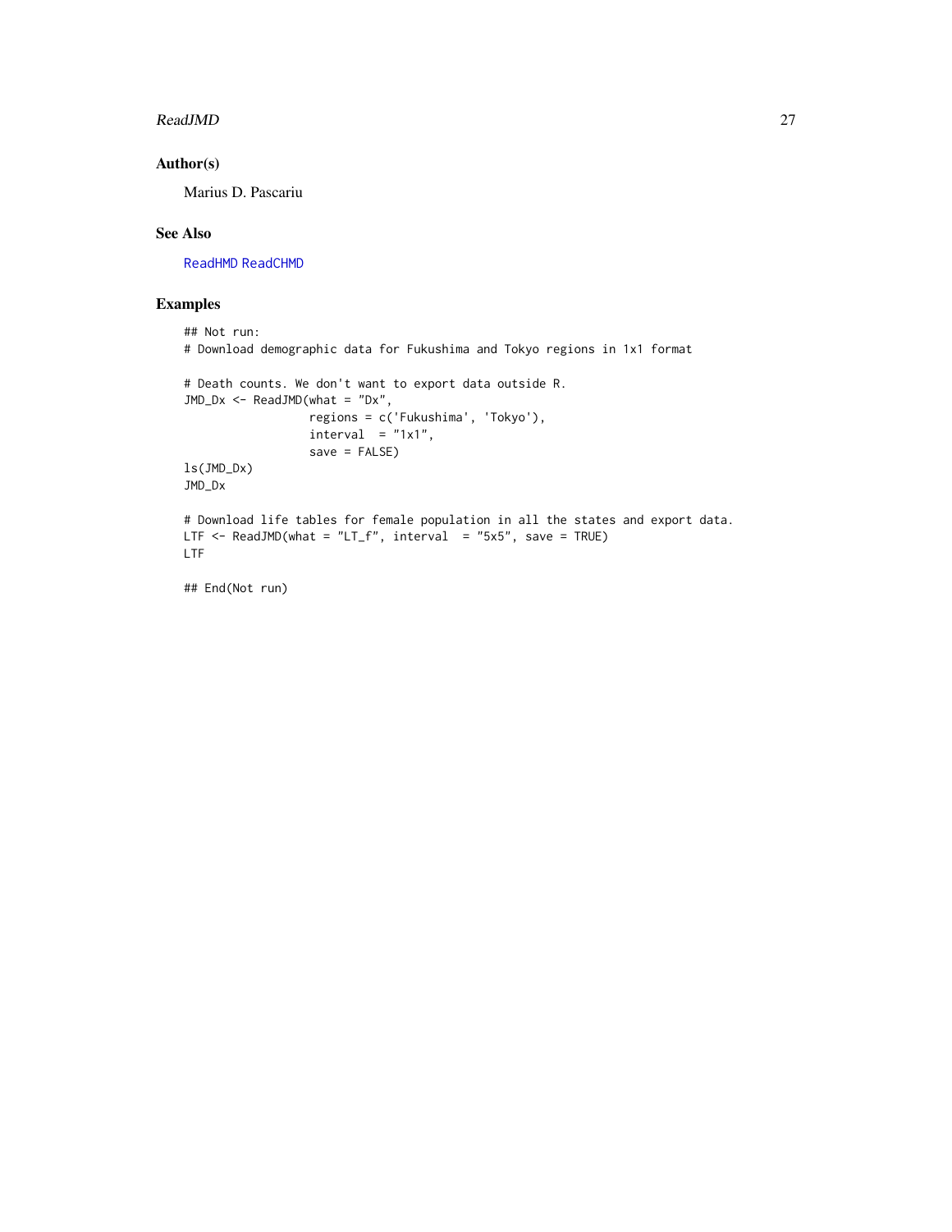## Author(s)

Marius D. Pascariu

## See Also

ReadHMD ReadCHMD

## Examples

```
## Not run:
# Download demographic data for Fukushima and Tokyo regions in 1x1 format

# Death counts. We don't want to export data outside R.
JMD_Dx <- ReadJMD(what = "Dx",
                  regions = c('Fukushima', 'Tokyo'),
                  interval  = "1x1",
                  save = FALSE)
ls(JMD_Dx)
JMD_Dx

# Download life tables for female population in all the states and export data.
LTF <- ReadJMD(what = "LT_f", interval  = "5x5", save = TRUE)
LTF

## End(Not run)
```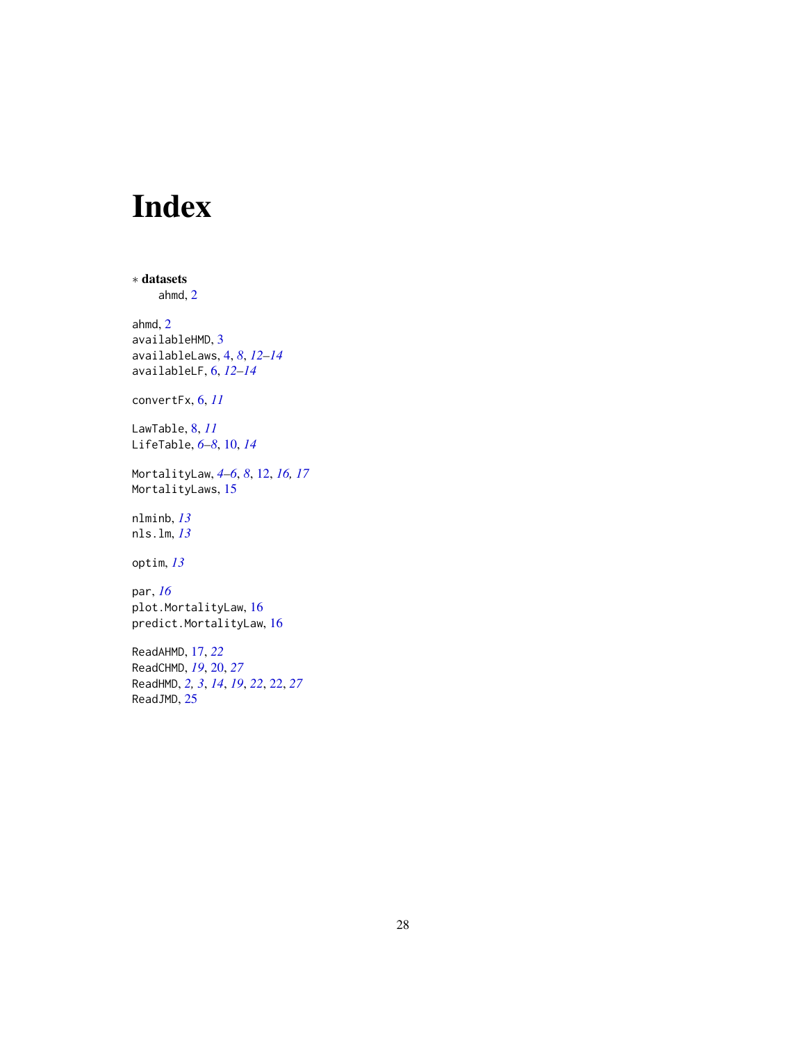# Index

∗ **datasets**
    ahmd, 2

ahmd, 2
availableHMD, 3
availableLaws, 4, *8*, *12–14*
availableLF, 6, *12–14*

convertFx, 6, *11*

LawTable, 8, *11*
LifeTable, *6–8*, 10, *14*

MortalityLaw, *4–6*, *8*, 12, *16, 17*
MortalityLaws, 15

nlminb, *13*
nls.lm, *13*

optim, *13*

par, *16*
plot.MortalityLaw, 16
predict.MortalityLaw, 16

ReadAHMD, 17, *22*
ReadCHMD, *19*, 20, *27*
ReadHMD, *2, 3*, *14*, *19*, *22*, 22, *27*
ReadJMD, 25